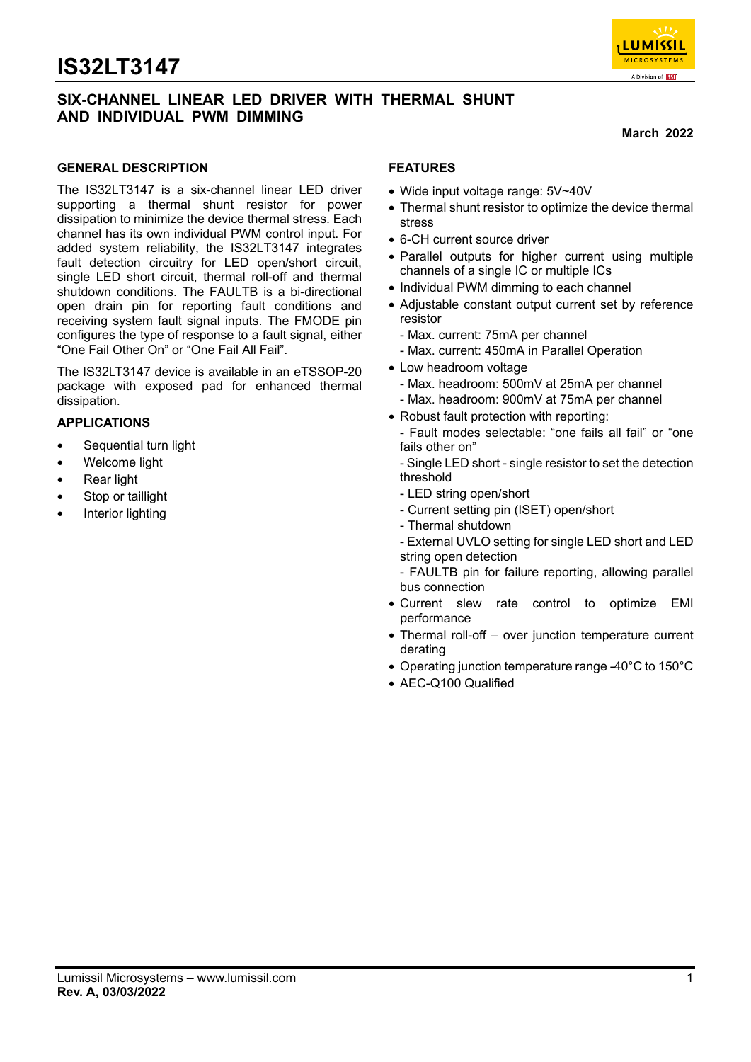# IS32LT3147

## SIX-CHANNEL LINEAR LED DRIVER WITH THERMAL SHUNT AND INDIVIDUAL PWM DIMMING

**March 2022**

### GENERAL DESCRIPTION

The IS32LT3147 is a six-channel linear LED driver supporting a thermal shunt resistor for power dissipation to minimize the device thermal stress. Each channel has its own individual PWM control input. For added system reliability, the IS32LT3147 integrates fault detection circuitry for LED open/short circuit, single LED short circuit, thermal roll-off and thermal shutdown conditions. The FAULTB is a bi-directional open drain pin for reporting fault conditions and receiving system fault signal inputs. The FMODE pin configures the type of response to a fault signal, either "One Fail Other On" or "One Fail All Fail".

The IS32LT3147 device is available in an eTSSOP-20 package with exposed pad for enhanced thermal dissipation.

### APPLICATIONS

- Sequential turn light
- Welcome light
- Rear light
- Stop or taillight
- Interior lighting

### FEATURES

- Wide input voltage range: 5V~40V
- Thermal shunt resistor to optimize the device thermal stress
- 6-CH current source driver
- Parallel outputs for higher current using multiple channels of a single IC or multiple ICs
- Individual PWM dimming to each channel
- Adjustable constant output current set by reference resistor
  - Max. current: 75mA per channel
  - Max. current: 450mA in Parallel Operation
- Low headroom voltage
  - Max. headroom: 500mV at 25mA per channel
  - Max. headroom: 900mV at 75mA per channel
- Robust fault protection with reporting:
  - Fault modes selectable: "one fails all fail" or "one fails other on"
  - Single LED short - single resistor to set the detection threshold
  - LED string open/short
  - Current setting pin (ISET) open/short
  - Thermal shutdown
  - External UVLO setting for single LED short and LED string open detection
  - FAULTB pin for failure reporting, allowing parallel bus connection
- Current slew rate control to optimize EMI performance
- Thermal roll-off – over junction temperature current derating
- Operating junction temperature range -40°C to 150°C
- AEC-Q100 Qualified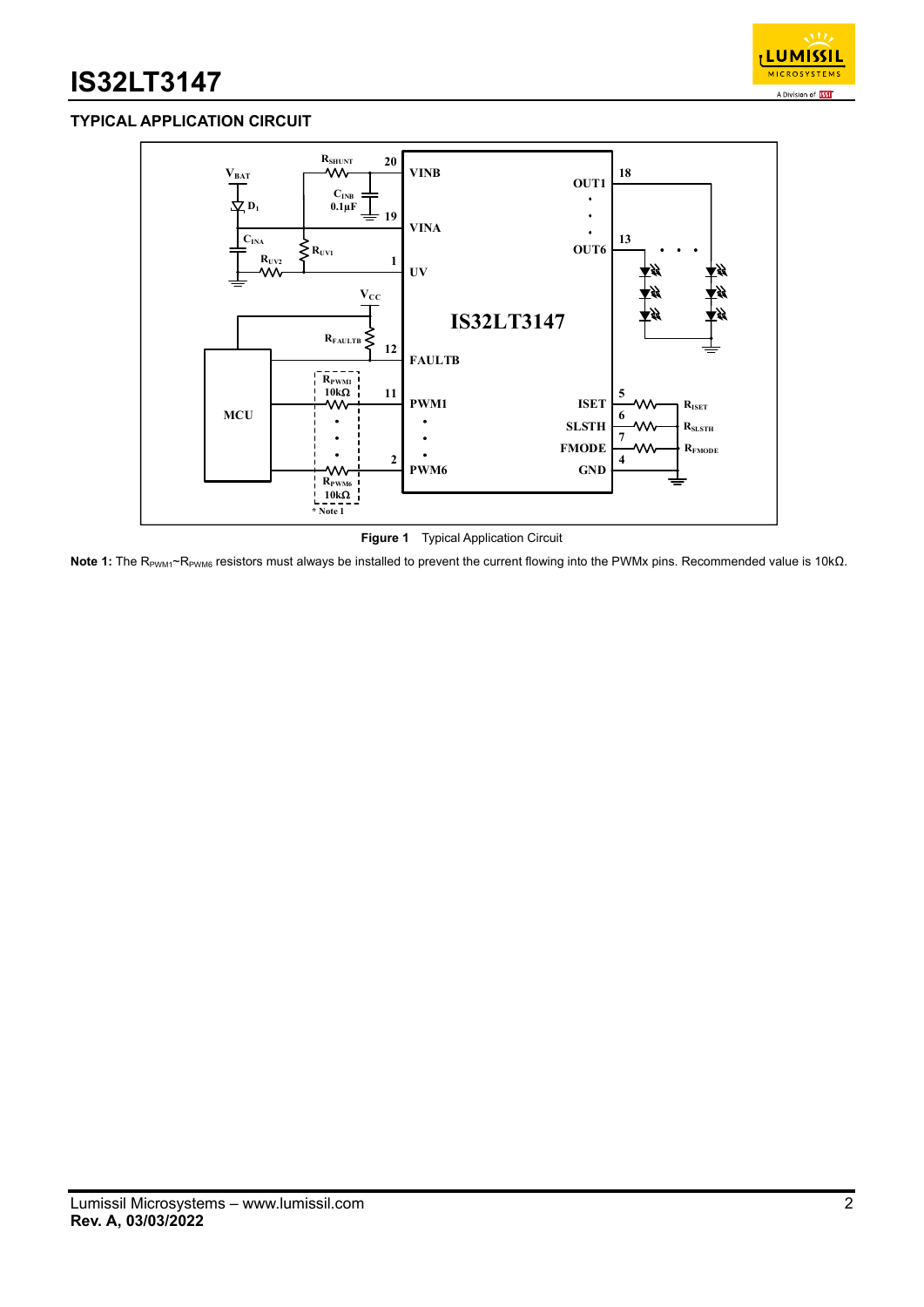## TYPICAL APPLICATION CIRCUIT

**Figure 1** Typical Application Circuit

**Note 1:** The $R_{PWM1}$~$R_{PWM6}$ resistors must always be installed to prevent the current flowing into the PWMx pins. Recommended value is 10kΩ.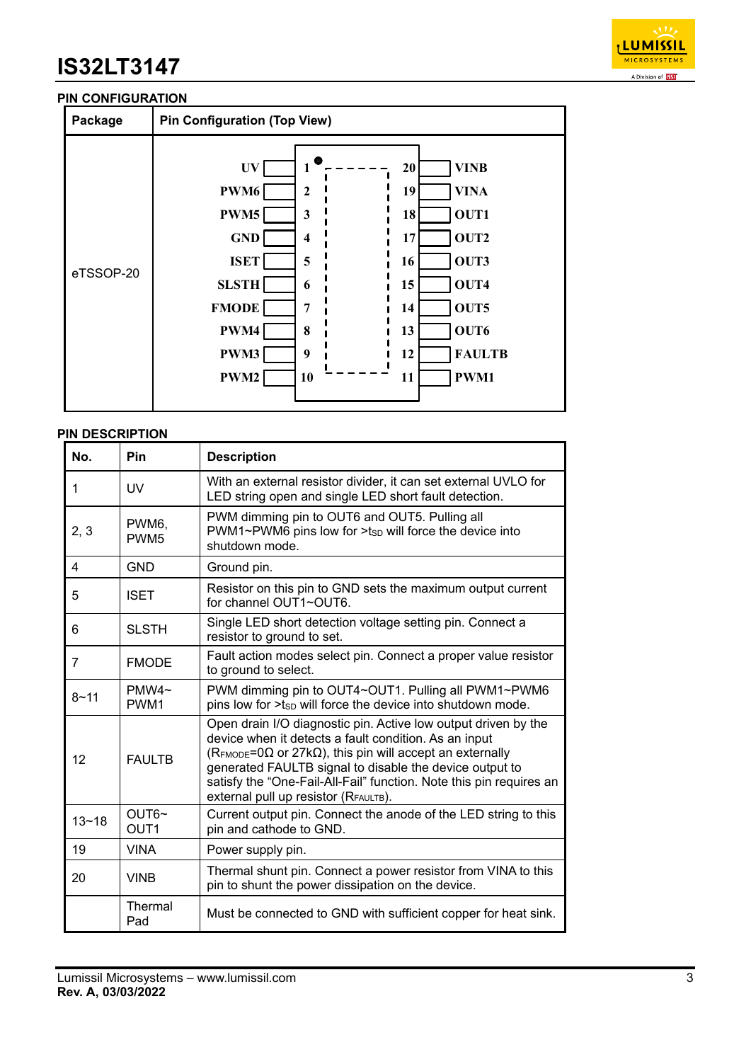## PIN CONFIGURATION

| Package | Pin Configuration (Top View) |
|---|---|
| eTSSOP-20 | Left side: 1 UV, 2 PWM6, 3 PWM5, 4 GND, 5 ISET, 6 SLSTH, 7 FMODE, 8 PWM4, 9 PWM3, 10 PWM2; Right side: 20 VINB, 19 VINA, 18 OUT1, 17 OUT2, 16 OUT3, 15 OUT4, 14 OUT5, 13 OUT6, 12 FAULTB, 11 PWM1 |

## PIN DESCRIPTION

| No. | Pin | Description |
|---|---|---|
| 1 | UV | With an external resistor divider, it can set external UVLO for LED string open and single LED short fault detection. |
| 2, 3 | PWM6, PWM5 | PWM dimming pin to OUT6 and OUT5. Pulling all PWM1~PWM6 pins low for >$t_{SD}$ will force the device into shutdown mode. |
| 4 | GND | Ground pin. |
| 5 | ISET | Resistor on this pin to GND sets the maximum output current for channel OUT1~OUT6. |
| 6 | SLSTH | Single LED short detection voltage setting pin. Connect a resistor to ground to set. |
| 7 | FMODE | Fault action modes select pin. Connect a proper value resistor to ground to select. |
| 8~11 | PMW4~ PWM1 | PWM dimming pin to OUT4~OUT1. Pulling all PWM1~PWM6 pins low for >$t_{SD}$ will force the device into shutdown mode. |
| 12 | FAULTB | Open drain I/O diagnostic pin. Active low output driven by the device when it detects a fault condition. As an input ($R_{FMODE}$=0Ω or 27kΩ), this pin will accept an externally generated FAULTB signal to disable the device output to satisfy the "One-Fail-All-Fail" function. Note this pin requires an external pull up resistor ($R_{FAULTB}$). |
| 13~18 | OUT6~ OUT1 | Current output pin. Connect the anode of the LED string to this pin and cathode to GND. |
| 19 | VINA | Power supply pin. |
| 20 | VINB | Thermal shunt pin. Connect a power resistor from VINA to this pin to shunt the power dissipation on the device. |
| | Thermal Pad | Must be connected to GND with sufficient copper for heat sink. |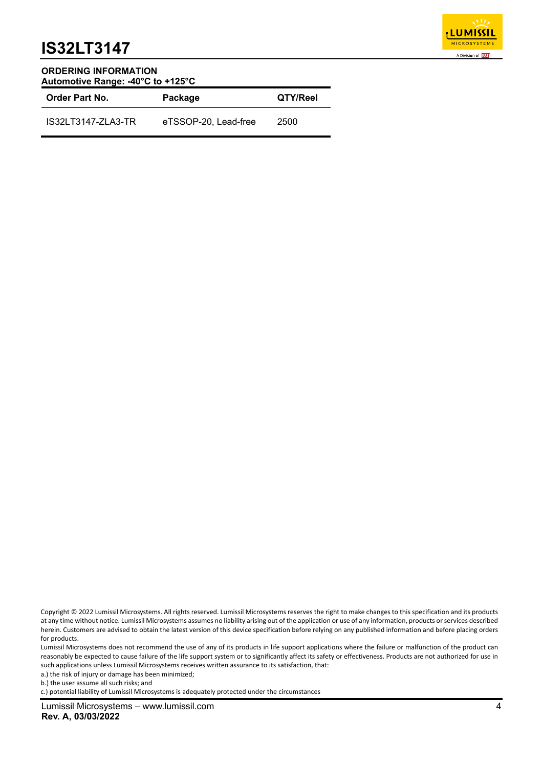## ORDERING INFORMATION

**Automotive Range: -40°C to +125°C**

| Order Part No. | Package | QTY/Reel |
|---|---|---|
| IS32LT3147-ZLA3-TR | eTSSOP-20, Lead-free | 2500 |

Copyright © 2022 Lumissil Microsystems. All rights reserved. Lumissil Microsystems reserves the right to make changes to this specification and its products at any time without notice. Lumissil Microsystems assumes no liability arising out of the application or use of any information, products or services described herein. Customers are advised to obtain the latest version of this device specification before relying on any published information and before placing orders for products.

Lumissil Microsystems does not recommend the use of any of its products in life support applications where the failure or malfunction of the product can reasonably be expected to cause failure of the life support system or to significantly affect its safety or effectiveness. Products are not authorized for use in such applications unless Lumissil Microsystems receives written assurance to its satisfaction, that:

a.) the risk of injury or damage has been minimized;

b.) the user assume all such risks; and

c.) potential liability of Lumissil Microsystems is adequately protected under the circumstances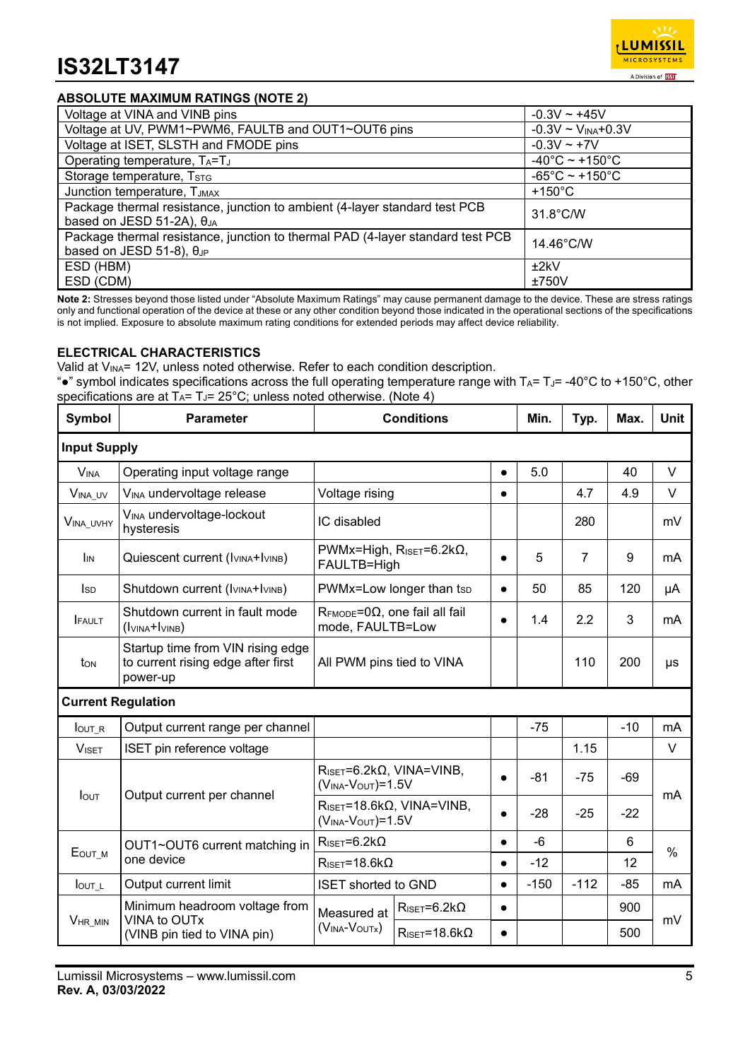## ABSOLUTE MAXIMUM RATINGS (NOTE 2)

| Parameter | Rating |
|---|---|
| Voltage at VINA and VINB pins | -0.3V ~ +45V |
| Voltage at UV, PWM1~PWM6, FAULTB and OUT1~OUT6 pins | -0.3V ~ $V_{INA}$+0.3V |
| Voltage at ISET, SLSTH and FMODE pins | -0.3V ~ +7V |
| Operating temperature, $T_A$=$T_J$ | -40°C ~ +150°C |
| Storage temperature, $T_{STG}$ | -65°C ~ +150°C |
| Junction temperature, $T_{JMAX}$ | +150°C |
| Package thermal resistance, junction to ambient (4-layer standard test PCB based on JESD 51-2A), $\theta_{JA}$ | 31.8°C/W |
| Package thermal resistance, junction to thermal PAD (4-layer standard test PCB based on JESD 51-8), $\theta_{JP}$ | 14.46°C/W |
| ESD (HBM)<br>ESD (CDM) | ±2kV<br>±750V |

**Note 2:** Stresses beyond those listed under "Absolute Maximum Ratings" may cause permanent damage to the device. These are stress ratings only and functional operation of the device at these or any other condition beyond those indicated in the operational sections of the specifications is not implied. Exposure to absolute maximum rating conditions for extended periods may affect device reliability.

## ELECTRICAL CHARACTERISTICS

Valid at $V_{INA}$= 12V, unless noted otherwise. Refer to each condition description.
"●" symbol indicates specifications across the full operating temperature range with $T_A$= $T_J$= -40°C to +150°C, other specifications are at $T_A$= $T_J$= 25°C; unless noted otherwise. (Note 4)

| Symbol | Parameter | Conditions | | | Min. | Typ. | Max. | Unit |
|---|---|---|---|---|---|---|---|---|
| **Input Supply** | | | | | | | | |
| $V_{INA}$ | Operating input voltage range | | | ● | 5.0 | | 40 | V |
| $V_{INA\_UV}$ | $V_{INA}$ undervoltage release | Voltage rising | | ● | | 4.7 | 4.9 | V |
| $V_{INA\_UVHY}$ | $V_{INA}$ undervoltage-lockout hysteresis | IC disabled | | | | 280 | | mV |
| $I_{IN}$ | Quiescent current ($I_{VINA}$+$I_{VINB}$) | PWMx=High, $R_{ISET}$=6.2kΩ, FAULTB=High | | ● | 5 | 7 | 9 | mA |
| $I_{SD}$ | Shutdown current ($I_{VINA}$+$I_{VINB}$) | PWMx=Low longer than $t_{SD}$ | | ● | 50 | 85 | 120 | μA |
| $I_{FAULT}$ | Shutdown current in fault mode ($I_{VINA}$+$I_{VINB}$) | $R_{FMODE}$=0Ω, one fail all fail mode, FAULTB=Low | | ● | 1.4 | 2.2 | 3 | mA |
| $t_{ON}$ | Startup time from VIN rising edge to current rising edge after first power-up | All PWM pins tied to VINA | | | | 110 | 200 | μs |
| **Current Regulation** | | | | | | | | |
| $I_{OUT\_R}$ | Output current range per channel | | | | -75 | | -10 | mA |
| $V_{ISET}$ | ISET pin reference voltage | | | | | 1.15 | | V |
| $I_{OUT}$ | Output current per channel | $R_{ISET}$=6.2kΩ, VINA=VINB, ($V_{INA}$-$V_{OUT}$)=1.5V | | ● | -81 | -75 | -69 | mA |
| | | $R_{ISET}$=18.6kΩ, VINA=VINB, ($V_{INA}$-$V_{OUT}$)=1.5V | | ● | -28 | -25 | -22 | mA |
| $E_{OUT\_M}$ | OUT1~OUT6 current matching in one device | $R_{ISET}$=6.2kΩ | | ● | -6 | | 6 | % |
| | | $R_{ISET}$=18.6kΩ | | ● | -12 | | 12 | % |
| $I_{OUT\_L}$ | Output current limit | ISET shorted to GND | | ● | -150 | -112 | -85 | mA |
| $V_{HR\_MIN}$ | Minimum headroom voltage from VINA to OUTx (VINB pin tied to VINA pin) | Measured at ($V_{INA}$-$V_{OUTx}$) | $R_{ISET}$=6.2kΩ | ● | | | 900 | mV |
| | | | $R_{ISET}$=18.6kΩ | ● | | | 500 | mV |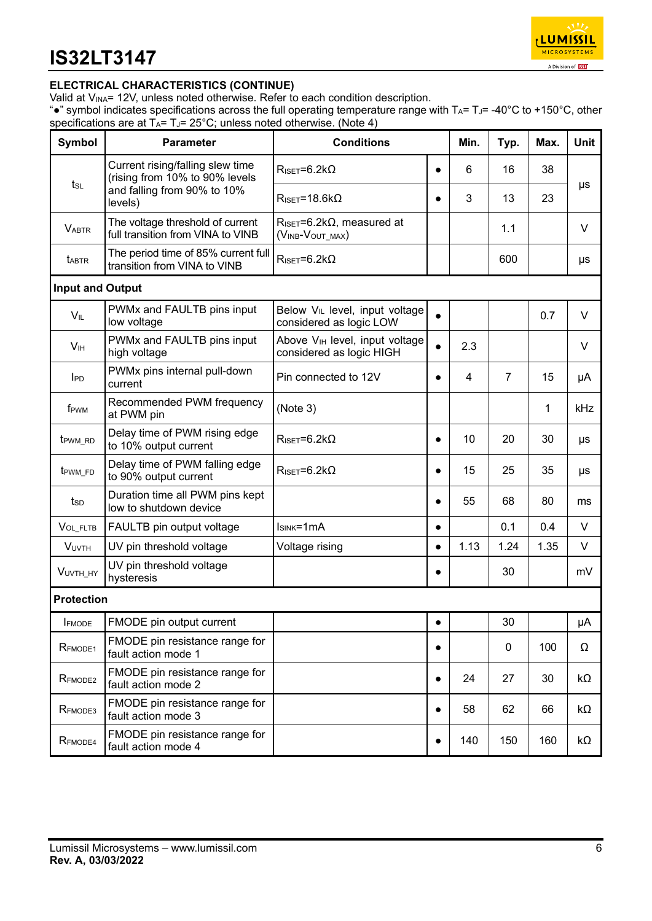## ELECTRICAL CHARACTERISTICS (CONTINUE)

Valid at $V_{INA}$= 12V, unless noted otherwise. Refer to each condition description.
"●" symbol indicates specifications across the full operating temperature range with $T_A$= $T_J$= -40°C to +150°C, other specifications are at $T_A$= $T_J$= 25°C; unless noted otherwise. (Note 4)

| Symbol | Parameter | Conditions | | Min. | Typ. | Max. | Unit |
|---|---|---|---|---|---|---|---|
| $t_{SL}$ | Current rising/falling slew time (rising from 10% to 90% levels and falling from 90% to 10% levels) | $R_{ISET}$=6.2kΩ | ● | 6 | 16 | 38 | µs |
| | | $R_{ISET}$=18.6kΩ | ● | 3 | 13 | 23 | |
| $V_{ABTR}$ | The voltage threshold of current full transition from VINA to VINB | $R_{ISET}$=6.2kΩ, measured at ($V_{INB}$-$V_{OUT\_MAX}$) | | | 1.1 | | V |
| $t_{ABTR}$ | The period time of 85% current full transition from VINA to VINB | $R_{ISET}$=6.2kΩ | | | 600 | | µs |
| **Input and Output** | | | | | | | |
| $V_{IL}$ | PWMx and FAULTB pins input low voltage | Below $V_{IL}$ level, input voltage considered as logic LOW | ● | | | 0.7 | V |
| $V_{IH}$ | PWMx and FAULTB pins input high voltage | Above $V_{IH}$ level, input voltage considered as logic HIGH | ● | 2.3 | | | V |
| $I_{PD}$ | PWMx pins internal pull-down current | Pin connected to 12V | ● | 4 | 7 | 15 | µA |
| $f_{PWM}$ | Recommended PWM frequency at PWM pin | (Note 3) | | | | 1 | kHz |
| $t_{PWM\_RD}$ | Delay time of PWM rising edge to 10% output current | $R_{ISET}$=6.2kΩ | ● | 10 | 20 | 30 | µs |
| $t_{PWM\_FD}$ | Delay time of PWM falling edge to 90% output current | $R_{ISET}$=6.2kΩ | ● | 15 | 25 | 35 | µs |
| $t_{SD}$ | Duration time all PWM pins kept low to shutdown device | | ● | 55 | 68 | 80 | ms |
| $V_{OL\_FLTB}$ | FAULTB pin output voltage | $I_{SINK}$=1mA | ● | | 0.1 | 0.4 | V |
| $V_{UVTH}$ | UV pin threshold voltage | Voltage rising | ● | 1.13 | 1.24 | 1.35 | V |
| $V_{UVTH\_HY}$ | UV pin threshold voltage hysteresis | | ● | | 30 | | mV |
| **Protection** | | | | | | | |
| $I_{FMODE}$ | FMODE pin output current | | ● | | 30 | | µA |
| $R_{FMODE1}$ | FMODE pin resistance range for fault action mode 1 | | ● | | 0 | 100 | Ω |
| $R_{FMODE2}$ | FMODE pin resistance range for fault action mode 2 | | ● | 24 | 27 | 30 | kΩ |
| $R_{FMODE3}$ | FMODE pin resistance range for fault action mode 3 | | ● | 58 | 62 | 66 | kΩ |
| $R_{FMODE4}$ | FMODE pin resistance range for fault action mode 4 | | ● | 140 | 150 | 160 | kΩ |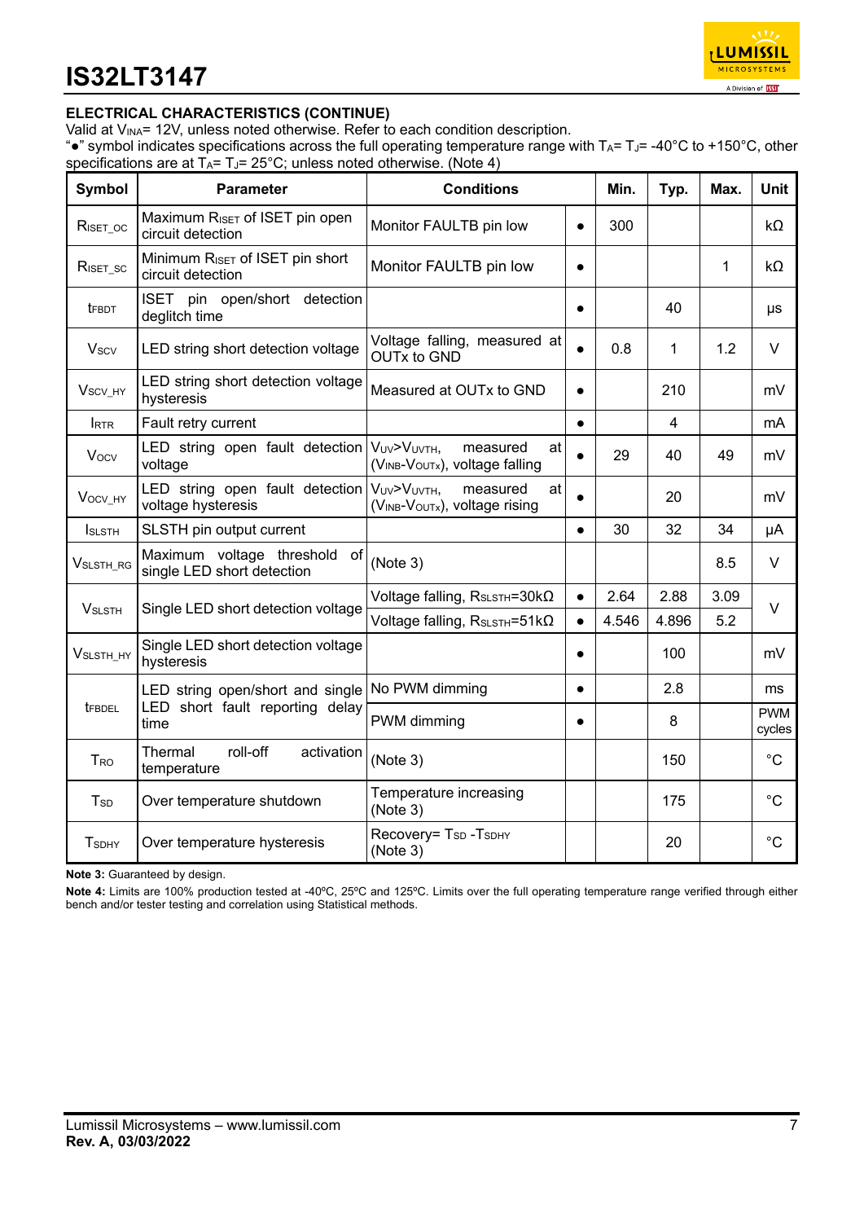## ELECTRICAL CHARACTERISTICS (CONTINUE)

Valid at $V_{INA}$= 12V, unless noted otherwise. Refer to each condition description.

"●" symbol indicates specifications across the full operating temperature range with $T_A$= $T_J$= -40°C to +150°C, other specifications are at $T_A$= $T_J$= 25°C; unless noted otherwise. (Note 4)

| Symbol | Parameter | Conditions | | Min. | Typ. | Max. | Unit |
|---|---|---|---|---|---|---|---|
| $R_{ISET\_OC}$ | Maximum $R_{ISET}$ of ISET pin open circuit detection | Monitor FAULTB pin low | ● | 300 | | | kΩ |
| $R_{ISET\_SC}$ | Minimum $R_{ISET}$ of ISET pin short circuit detection | Monitor FAULTB pin low | ● | | | 1 | kΩ |
| $t_{FBDT}$ | ISET pin open/short detection deglitch time | | ● | | 40 | | µs |
| $V_{SCV}$ | LED string short detection voltage | Voltage falling, measured at OUTx to GND | ● | 0.8 | 1 | 1.2 | V |
| $V_{SCV\_HY}$ | LED string short detection voltage hysteresis | Measured at OUTx to GND | ● | | 210 | | mV |
| $I_{RTR}$ | Fault retry current | | ● | | 4 | | mA |
| $V_{OCV}$ | LED string open fault detection voltage | $V_{UV}$>$V_{UVTH}$, measured at ($V_{INB}$-$V_{OUTx}$), voltage falling | ● | 29 | 40 | 49 | mV |
| $V_{OCV\_HY}$ | LED string open fault detection voltage hysteresis | $V_{UV}$>$V_{UVTH}$, measured at ($V_{INB}$-$V_{OUTx}$), voltage rising | ● | | 20 | | mV |
| $I_{SLSTH}$ | SLSTH pin output current | | ● | 30 | 32 | 34 | µA |
| $V_{SLSTH\_RG}$ | Maximum voltage threshold of single LED short detection | (Note 3) | | | | 8.5 | V |
| $V_{SLSTH}$ | Single LED short detection voltage | Voltage falling, $R_{SLSTH}$=30kΩ | ● | 2.64 | 2.88 | 3.09 | V |
| | | Voltage falling, $R_{SLSTH}$=51kΩ | ● | 4.546 | 4.896 | 5.2 | |
| $V_{SLSTH\_HY}$ | Single LED short detection voltage hysteresis | | ● | | 100 | | mV |
| $t_{FBDEL}$ | LED string open/short and single LED short fault reporting delay time | No PWM dimming | ● | | 2.8 | | ms |
| | | PWM dimming | ● | | 8 | | PWM cycles |
| $T_{RO}$ | Thermal roll-off activation temperature | (Note 3) | | | 150 | | °C |
| $T_{SD}$ | Over temperature shutdown | Temperature increasing (Note 3) | | | 175 | | °C |
| $T_{SDHY}$ | Over temperature hysteresis | Recovery= $T_{SD}$ -$T_{SDHY}$ (Note 3) | | | 20 | | °C |

**Note 3:** Guaranteed by design.

**Note 4:** Limits are 100% production tested at -40ºC, 25ºC and 125ºC. Limits over the full operating temperature range verified through either bench and/or tester testing and correlation using Statistical methods.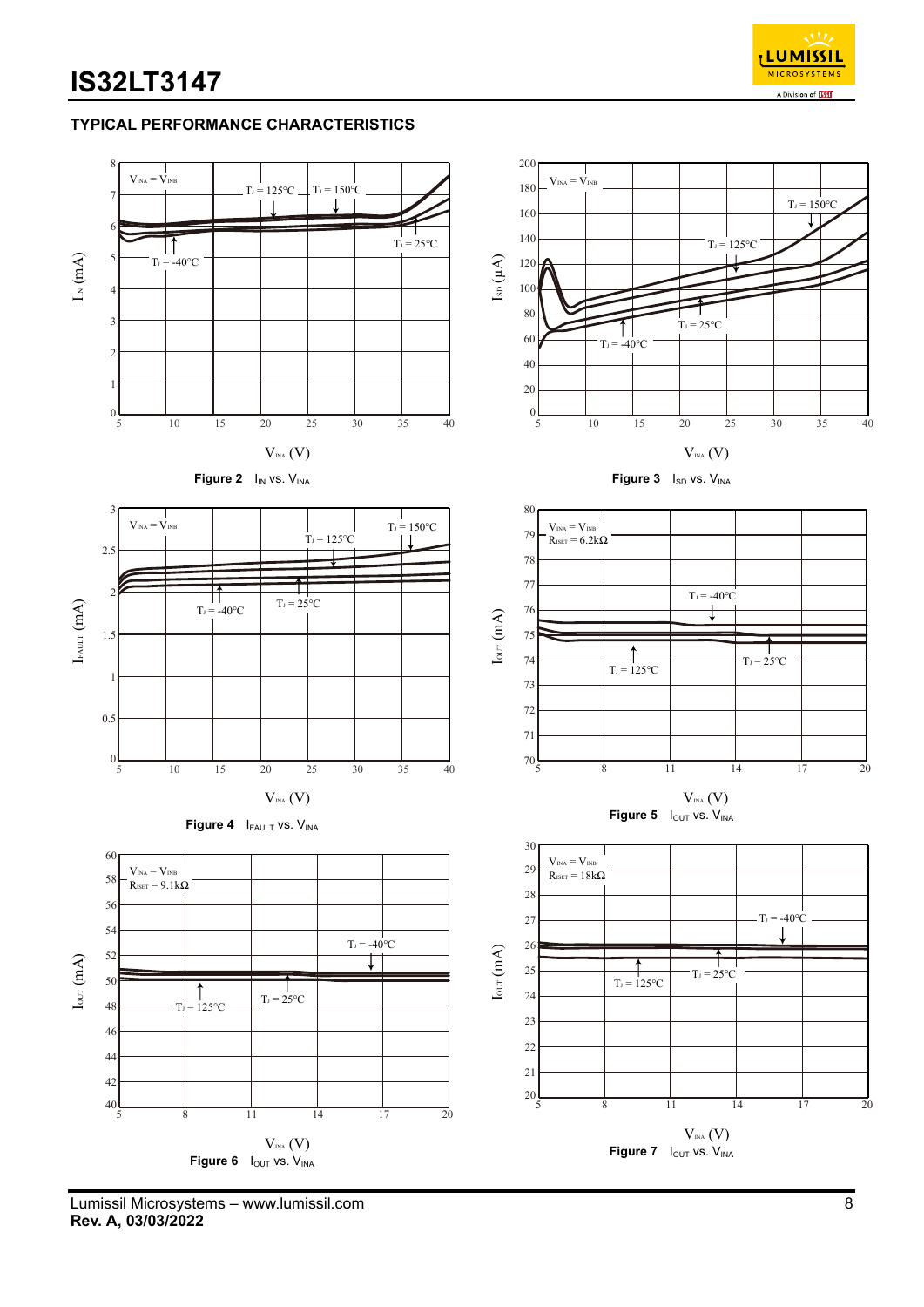## TYPICAL PERFORMANCE CHARACTERISTICS

**Figure 2** $I_{IN}$ vs. $V_{INA}$

**Figure 3** $I_{SD}$ vs. $V_{INA}$

**Figure 4** $I_{FAULT}$ vs. $V_{INA}$

**Figure 5** $I_{OUT}$ vs. $V_{INA}$

**Figure 6** $I_{OUT}$ vs. $V_{INA}$

**Figure 7** $I_{OUT}$ vs. $V_{INA}$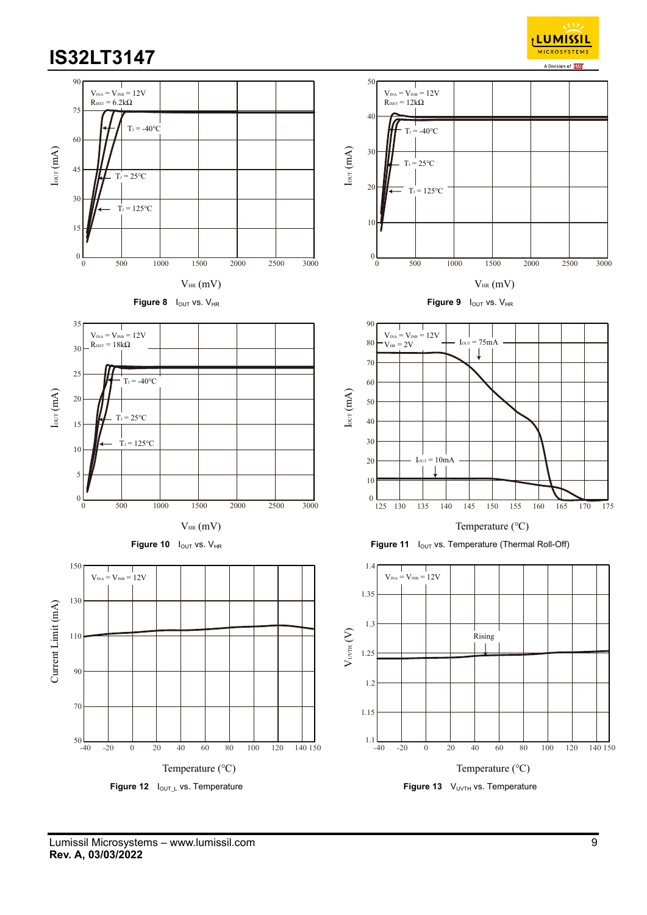Figure 8 $I_{OUT}$ vs. $V_{HR}$

Figure 9 $I_{OUT}$ vs. $V_{HR}$

Figure 10 $I_{OUT}$ vs. $V_{HR}$

Figure 11 $I_{OUT}$ vs. Temperature (Thermal Roll-Off)

Figure 12 $I_{OUT\_L}$ vs. Temperature

Figure 13 $V_{UVTH}$ vs. Temperature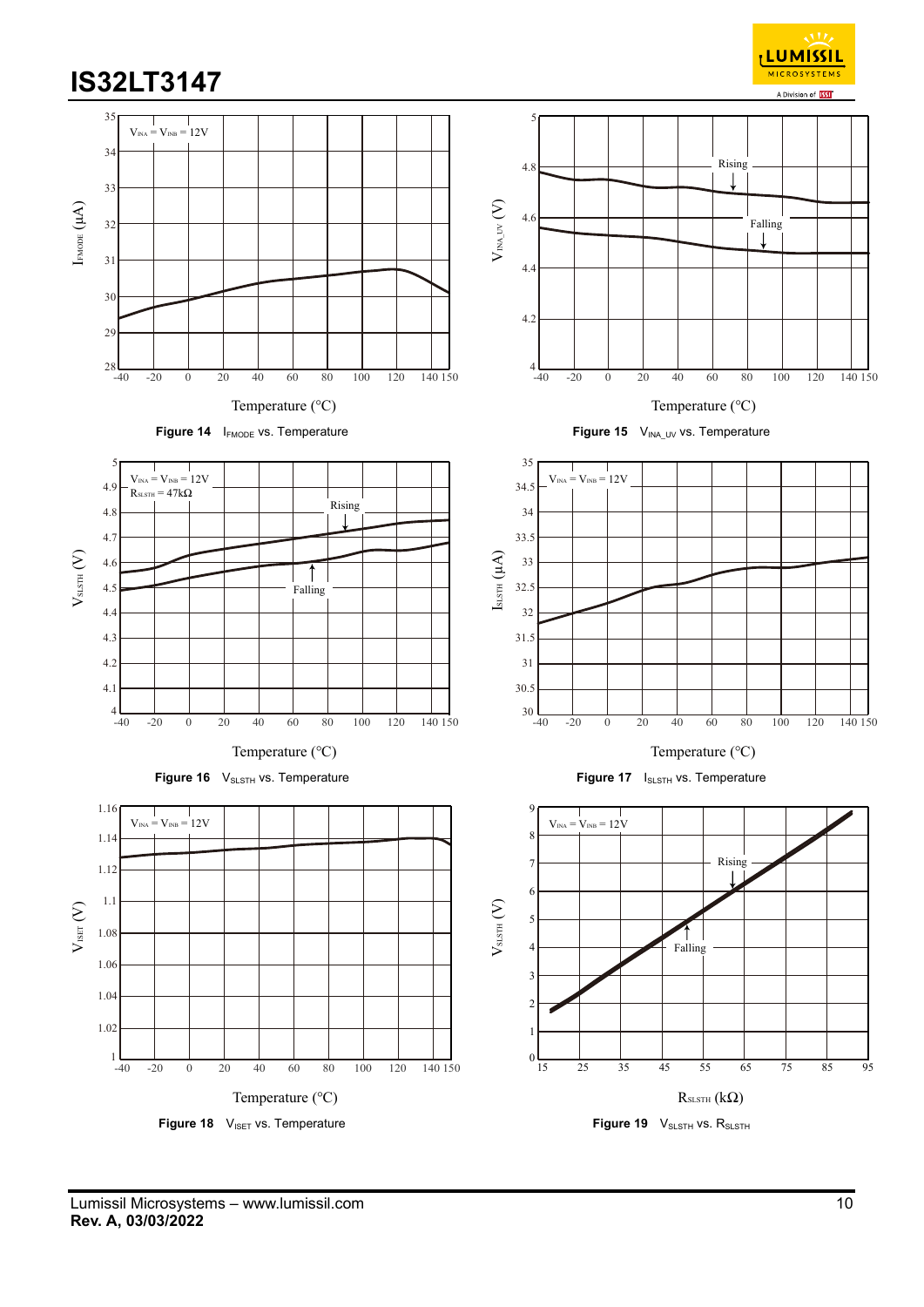**Figure 14** $I_{FMODE}$ vs. Temperature

**Figure 15** $V_{INA\_UV}$ vs. Temperature

**Figure 16** $V_{SLSTH}$ vs. Temperature

**Figure 17** $I_{SLSTH}$ vs. Temperature

**Figure 18** $V_{ISET}$ vs. Temperature

**Figure 19** $V_{SLSTH}$ vs. $R_{SLSTH}$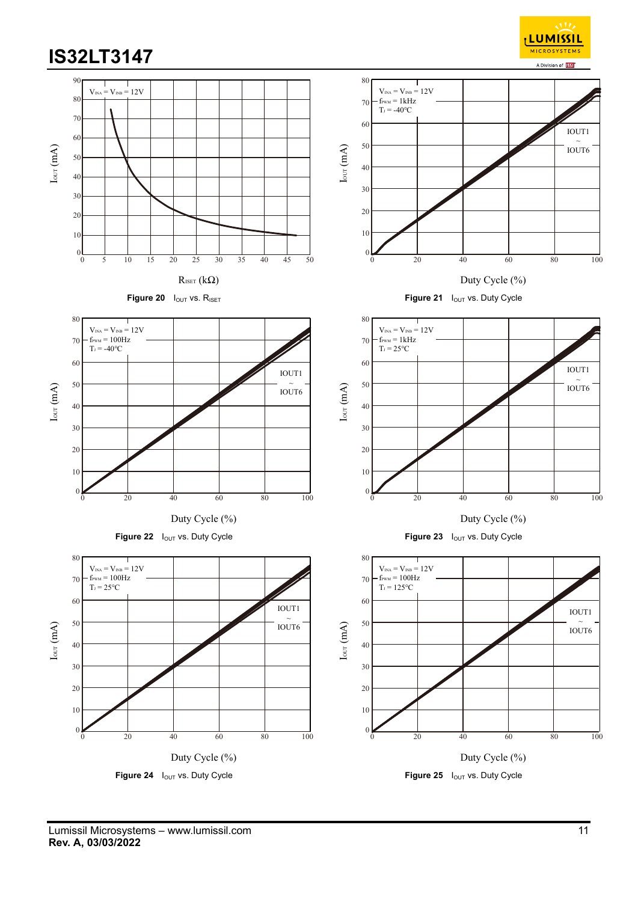Figure 20 $I_{OUT}$ vs. $R_{ISET}$

Figure 21 $I_{OUT}$ vs. Duty Cycle

Figure 22 $I_{OUT}$ vs. Duty Cycle

Figure 23 $I_{OUT}$ vs. Duty Cycle

Figure 24 $I_{OUT}$ vs. Duty Cycle

Figure 25 $I_{OUT}$ vs. Duty Cycle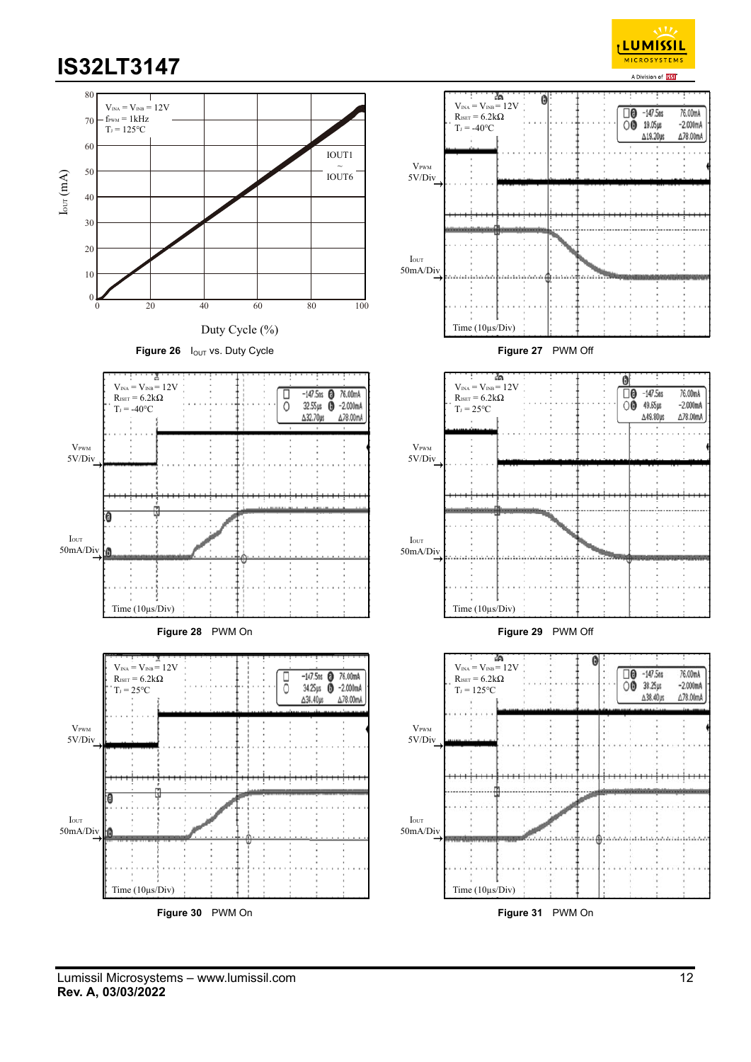**Figure 26** $I_{OUT}$ vs. Duty Cycle

**Figure 27** PWM Off

**Figure 28** PWM On

**Figure 29** PWM Off

**Figure 30** PWM On

**Figure 31** PWM On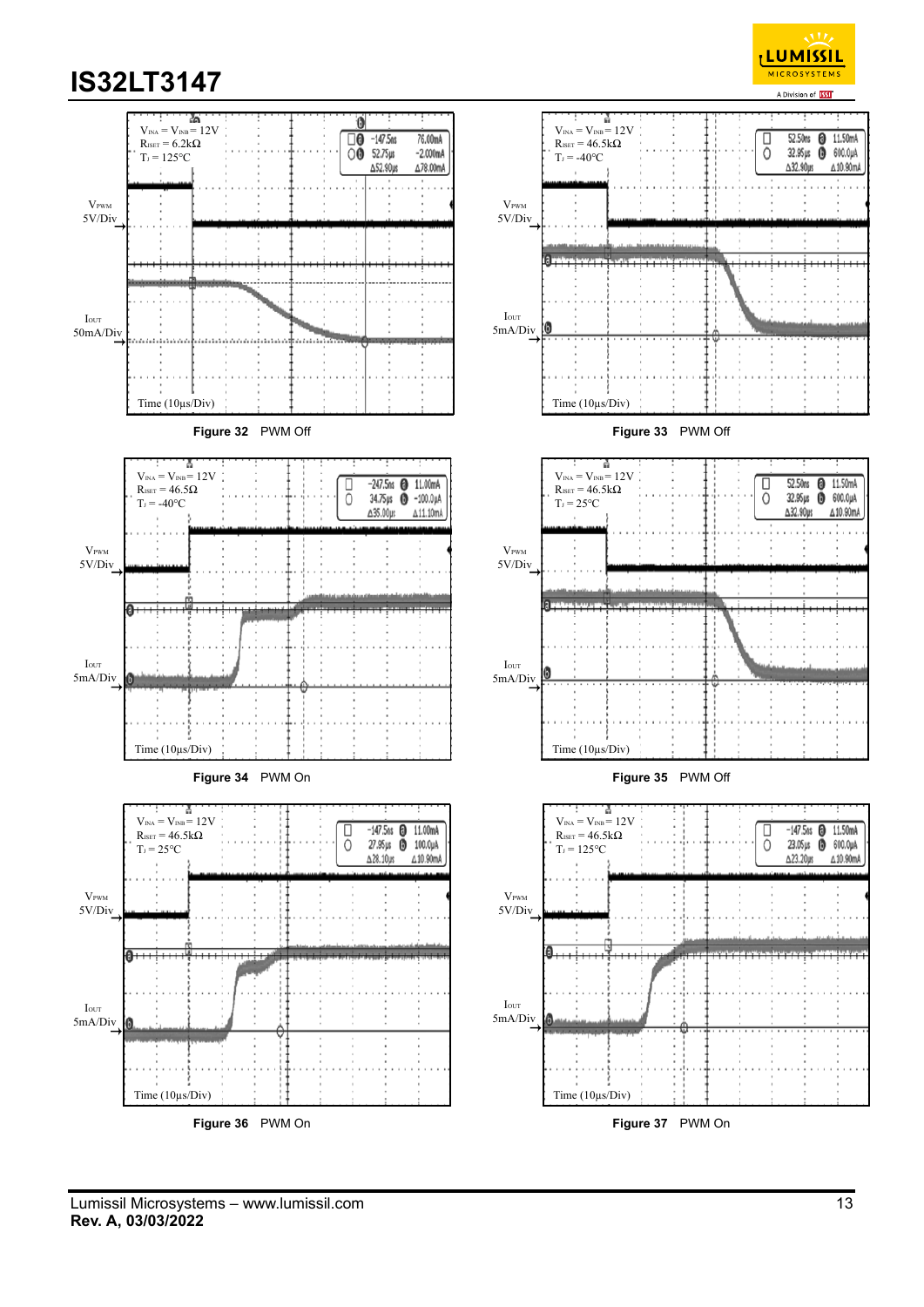Figure 32 PWM Off

Figure 33 PWM Off

Figure 34 PWM On

Figure 35 PWM Off

Figure 36 PWM On

Figure 37 PWM On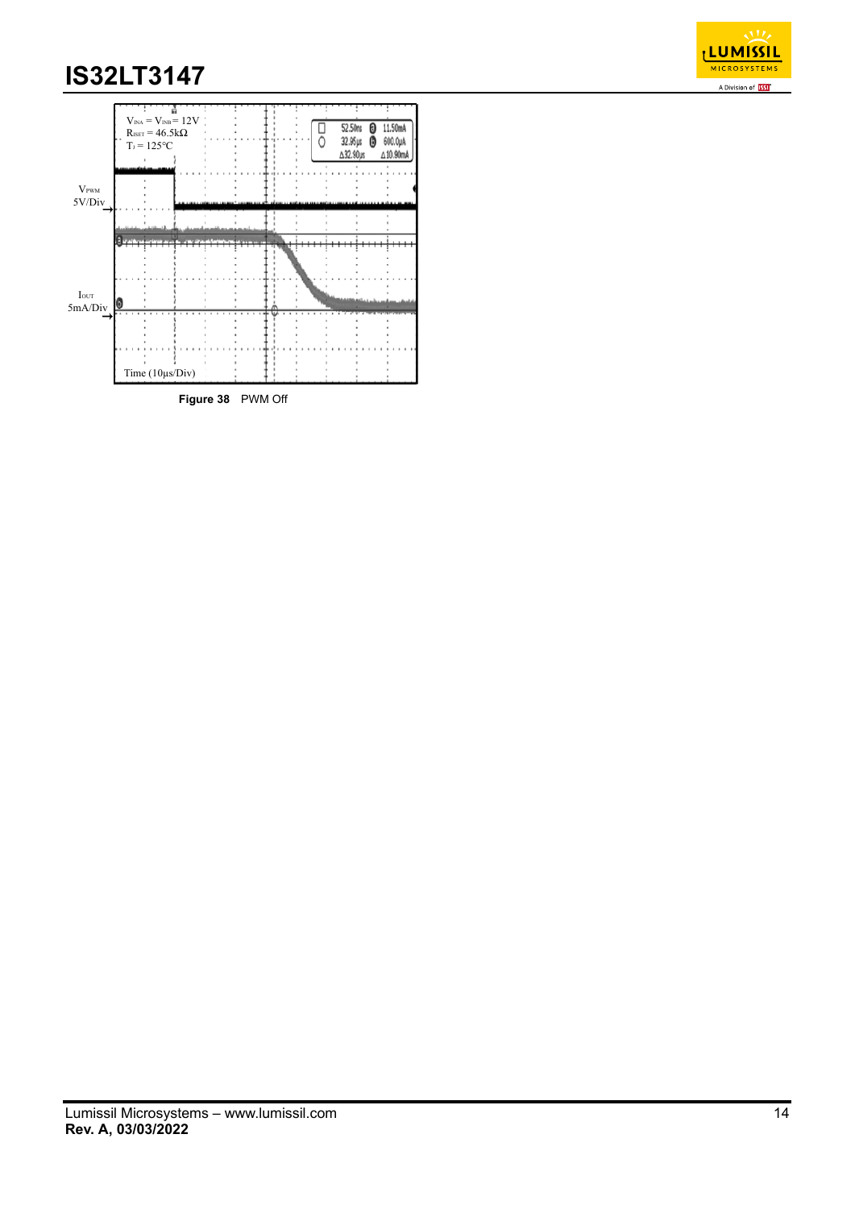Figure 38 PWM Off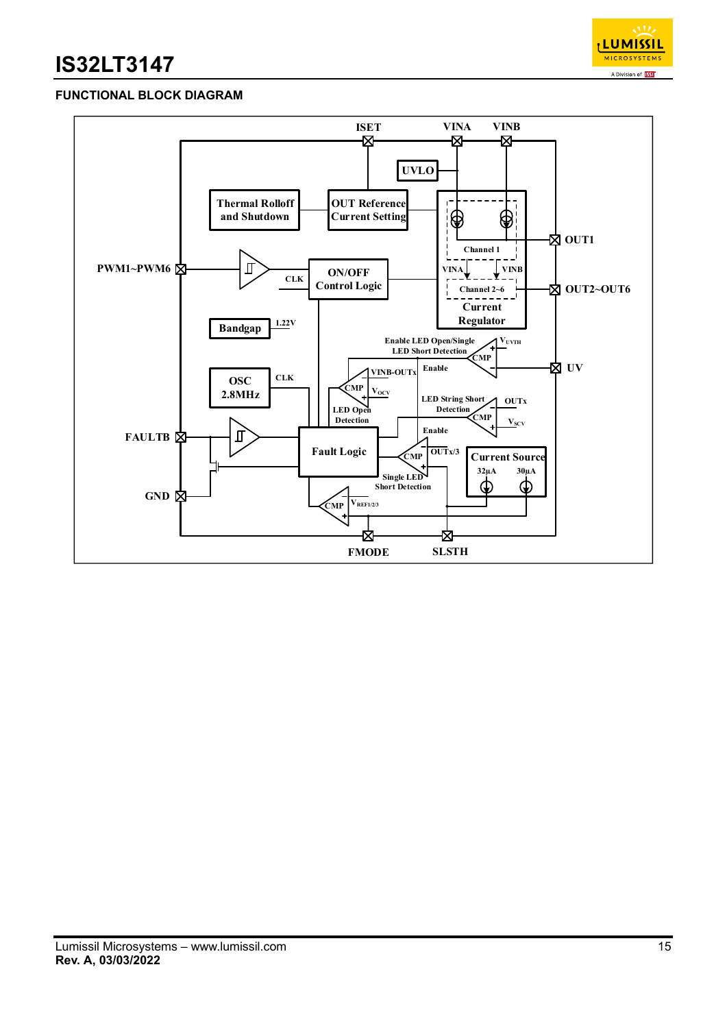## FUNCTIONAL BLOCK DIAGRAM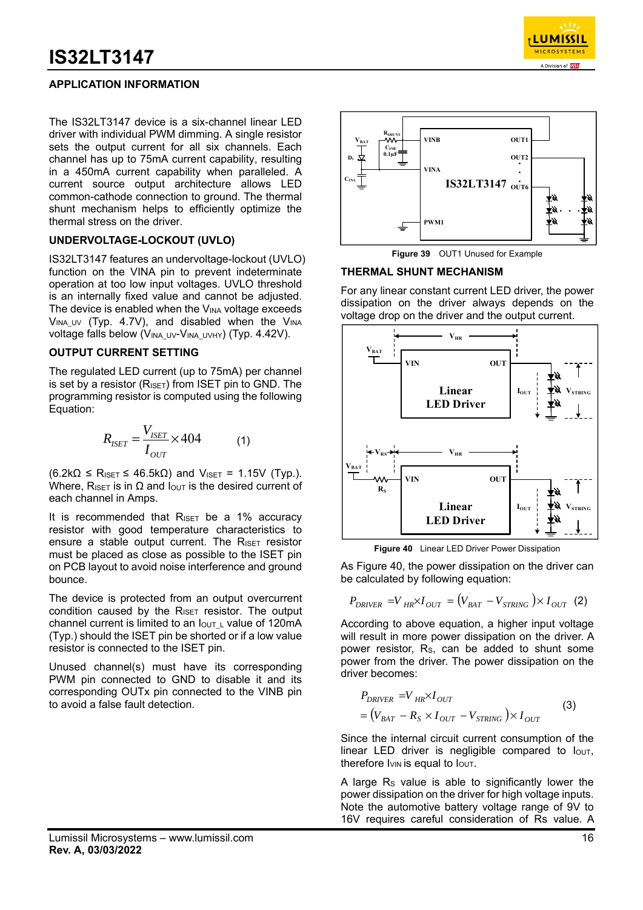## APPLICATION INFORMATION

The IS32LT3147 device is a six-channel linear LED driver with individual PWM dimming. A single resistor sets the output current for all six channels. Each channel has up to 75mA current capability, resulting in a 450mA current capability when paralleled. A current source output architecture allows LED common-cathode connection to ground. The thermal shunt mechanism helps to efficiently optimize the thermal stress on the driver.

### UNDERVOLTAGE-LOCKOUT (UVLO)

IS32LT3147 features an undervoltage-lockout (UVLO) function on the VINA pin to prevent indeterminate operation at too low input voltages. UVLO threshold is an internally fixed value and cannot be adjusted. The device is enabled when the $V_{INA}$ voltage exceeds $V_{INA\_UV}$ (Typ. 4.7V), and disabled when the $V_{INA}$ voltage falls below ($V_{INA\_UV}$-$V_{INA\_UVHY}$) (Typ. 4.42V).

### OUTPUT CURRENT SETTING

The regulated LED current (up to 75mA) per channel is set by a resistor ($R_{ISET}$) from ISET pin to GND. The programming resistor is computed using the following Equation:

$$R_{ISET} = \frac{V_{ISET}}{I_{OUT}} \times 404 \qquad (1)$$

(6.2kΩ ≤ $R_{ISET}$ ≤ 46.5kΩ) and $V_{ISET}$ = 1.15V (Typ.). Where, $R_{ISET}$ is in Ω and $I_{OUT}$ is the desired current of each channel in Amps.

It is recommended that $R_{ISET}$ be a 1% accuracy resistor with good temperature characteristics to ensure a stable output current. The $R_{ISET}$ resistor must be placed as close as possible to the ISET pin on PCB layout to avoid noise interference and ground bounce.

The device is protected from an output overcurrent condition caused by the $R_{ISET}$ resistor. The output channel current is limited to an $I_{OUT\_L}$ value of 120mA (Typ.) should the ISET pin be shorted or if a low value resistor is connected to the ISET pin.

Unused channel(s) must have its corresponding PWM pin connected to GND to disable it and its corresponding OUTx pin connected to the VINB pin to avoid a false fault detection.

**Figure 39** OUT1 Unused for Example

### THERMAL SHUNT MECHANISM

For any linear constant current LED driver, the power dissipation on the driver always depends on the voltage drop on the driver and the output current.

**Figure 40** Linear LED Driver Power Dissipation

As Figure 40, the power dissipation on the driver can be calculated by following equation:

$$P_{DRIVER} = V_{HR} \times I_{OUT} = (V_{BAT} - V_{STRING}) \times I_{OUT} \quad (2)$$

According to above equation, a higher input voltage will result in more power dissipation on the driver. A power resistor, $R_S$, can be added to shunt some power from the driver. The power dissipation on the driver becomes:

$$P_{DRIVER} = V_{HR} \times I_{OUT} = (V_{BAT} - R_S \times I_{OUT} - V_{STRING}) \times I_{OUT} \quad (3)$$

Since the internal circuit current consumption of the linear LED driver is negligible compared to $I_{OUT}$, therefore $I_{VIN}$ is equal to $I_{OUT}$.

A large $R_S$ value is able to significantly lower the power dissipation on the driver for high voltage inputs. Note the automotive battery voltage range of 9V to 16V requires careful consideration of Rs value. A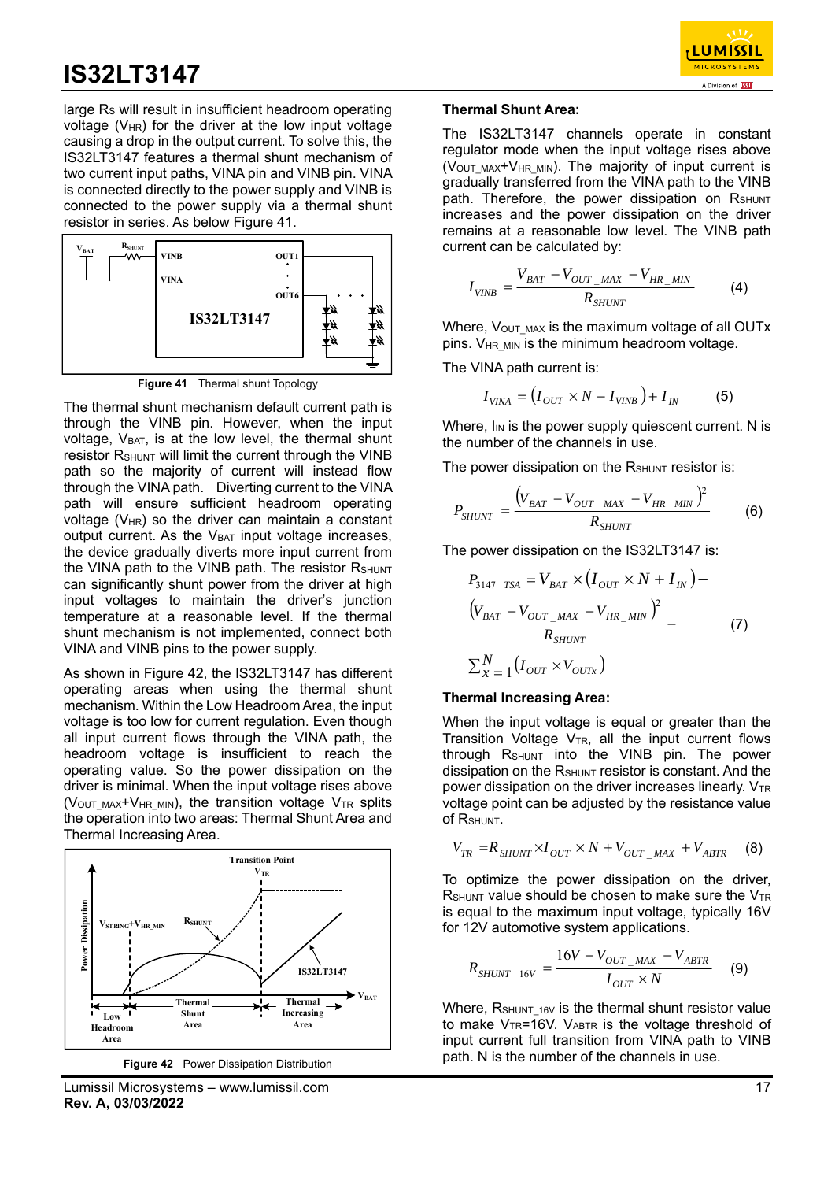large $R_S$ will result in insufficient headroom operating voltage ($V_{HR}$) for the driver at the low input voltage causing a drop in the output current. To solve this, the IS32LT3147 features a thermal shunt mechanism of two current input paths, VINA pin and VINB pin. VINA is connected directly to the power supply and VINB is connected to the power supply via a thermal shunt resistor in series. As below Figure 41.

**Figure 41** Thermal shunt Topology

The thermal shunt mechanism default current path is through the VINB pin. However, when the input voltage, $V_{BAT}$, is at the low level, the thermal shunt resistor $R_{SHUNT}$ will limit the current through the VINB path so the majority of current will instead flow through the VINA path. Diverting current to the VINA path will ensure sufficient headroom operating voltage ($V_{HR}$) so the driver can maintain a constant output current. As the $V_{BAT}$ input voltage increases, the device gradually diverts more input current from the VINA path to the VINB path. The resistor $R_{SHUNT}$ can significantly shunt power from the driver at high input voltages to maintain the driver's junction temperature at a reasonable level. If the thermal shunt mechanism is not implemented, connect both VINA and VINB pins to the power supply.

As shown in Figure 42, the IS32LT3147 has different operating areas when using the thermal shunt mechanism. Within the Low Headroom Area, the input voltage is too low for current regulation. Even though all input current flows through the VINA path, the headroom voltage is insufficient to reach the operating value. So the power dissipation on the driver is minimal. When the input voltage rises above ($V_{OUT\_MAX}$+$V_{HR\_MIN}$), the transition voltage $V_{TR}$ splits the operation into two areas: Thermal Shunt Area and Thermal Increasing Area.

**Figure 42** Power Dissipation Distribution

**Thermal Shunt Area:**

The IS32LT3147 channels operate in constant regulator mode when the input voltage rises above ($V_{OUT\_MAX}$+$V_{HR\_MIN}$). The majority of input current is gradually transferred from the VINA path to the VINB path. Therefore, the power dissipation on $R_{SHUNT}$ increases and the power dissipation on the driver remains at a reasonable low level. The VINB path current can be calculated by:

$$I_{VINB} = \frac{V_{BAT} - V_{OUT\_MAX} - V_{HR\_MIN}}{R_{SHUNT}} \quad (4)$$

Where, $V_{OUT\_MAX}$ is the maximum voltage of all OUTx pins. $V_{HR\_MIN}$ is the minimum headroom voltage.

The VINA path current is:

$$I_{VINA} = \left(I_{OUT} \times N - I_{VINB}\right) + I_{IN} \quad (5)$$

Where, $I_{IN}$ is the power supply quiescent current. N is the number of the channels in use.

The power dissipation on the $R_{SHUNT}$ resistor is:

$$P_{SHUNT} = \frac{\left(V_{BAT} - V_{OUT\_MAX} - V_{HR\_MIN}\right)^2}{R_{SHUNT}} \quad (6)$$

The power dissipation on the IS32LT3147 is:

$$P_{3147\_TSA} = V_{BAT} \times \left(I_{OUT} \times N + I_{IN}\right) - \frac{\left(V_{BAT} - V_{OUT\_MAX} - V_{HR\_MIN}\right)^2}{R_{SHUNT}} - \sum_{x=1}^{N}\left(I_{OUT} \times V_{OUTx}\right) \quad (7)$$

**Thermal Increasing Area:**

When the input voltage is equal or greater than the Transition Voltage $V_{TR}$, all the input current flows through $R_{SHUNT}$ into the VINB pin. The power dissipation on the $R_{SHUNT}$ resistor is constant. And the power dissipation on the driver increases linearly. $V_{TR}$ voltage point can be adjusted by the resistance value of $R_{SHUNT}$.

$$V_{TR} = R_{SHUNT} \times I_{OUT} \times N + V_{OUT\_MAX} + V_{ABTR} \quad (8)$$

To optimize the power dissipation on the driver, $R_{SHUNT}$ value should be chosen to make sure the $V_{TR}$ is equal to the maximum input voltage, typically 16V for 12V automotive system applications.

$$R_{SHUNT\_16V} = \frac{16V - V_{OUT\_MAX} - V_{ABTR}}{I_{OUT} \times N} \quad (9)$$

Where, $R_{SHUNT\_16V}$ is the thermal shunt resistor value to make $V_{TR}$=16V. $V_{ABTR}$ is the voltage threshold of input current full transition from VINA path to VINB path. N is the number of the channels in use.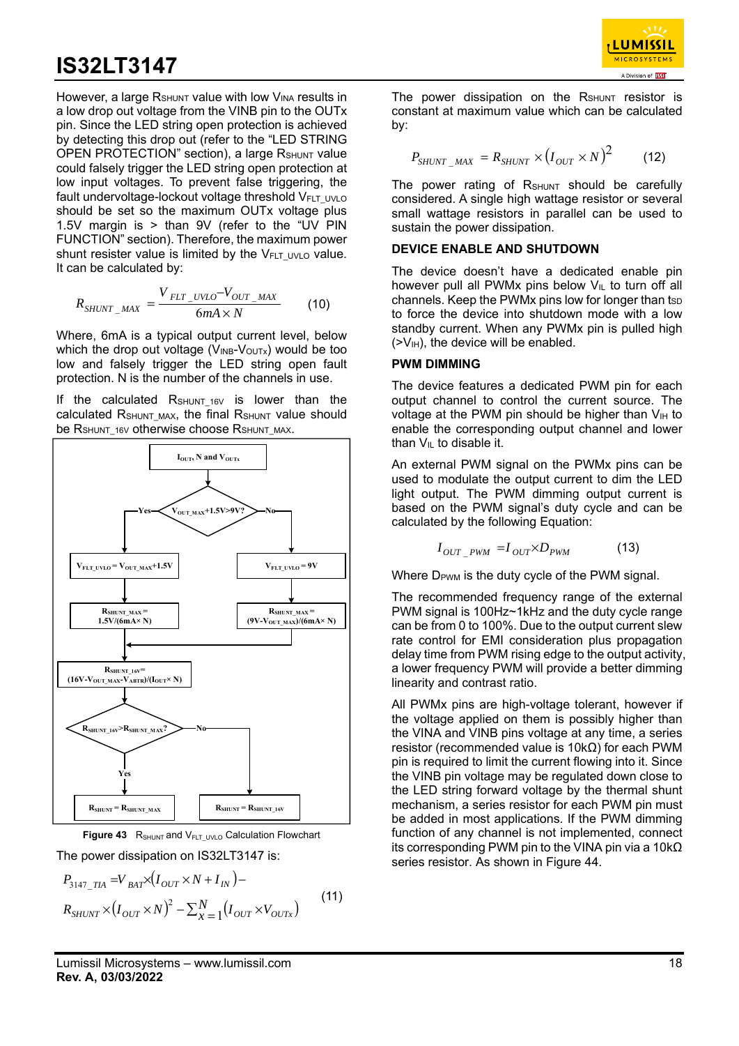However, a large $R_{SHUNT}$ value with low $V_{INA}$ results in a low drop out voltage from the VINB pin to the OUTx pin. Since the LED string open protection is achieved by detecting this drop out (refer to the "LED STRING OPEN PROTECTION" section), a large $R_{SHUNT}$ value could falsely trigger the LED string open protection at low input voltages. To prevent false triggering, the fault undervoltage-lockout voltage threshold $V_{FLT\_UVLO}$ should be set so the maximum OUTx voltage plus 1.5V margin is > than 9V (refer to the "UV PIN FUNCTION" section). Therefore, the maximum power shunt resister value is limited by the $V_{FLT\_UVLO}$ value. It can be calculated by:

$$R_{SHUNT\_MAX} = \frac{V_{FLT\_UVLO} - V_{OUT\_MAX}}{6mA \times N} \qquad (10)$$

Where, 6mA is a typical output current level, below which the drop out voltage ($V_{INB}$-$V_{OUTx}$) would be too low and falsely trigger the LED string open fault protection. N is the number of the channels in use.

If the calculated $R_{SHUNT\_16V}$ is lower than the calculated $R_{SHUNT\_MAX}$, the final $R_{SHUNT}$ value should be $R_{SHUNT\_16V}$ otherwise choose $R_{SHUNT\_MAX}$.

```
                 [IOUT, N and VOUTx]
                          |
        Yes ---- < VOUT_MAX+1.5V>9V? > ---- No
         |                                   |
[VFLT_UVLO = VOUT_MAX+1.5V]          [VFLT_UVLO = 9V]
         |                                   |
[RSHUNT_MAX = 1.5V/(6mA× N)]   [RSHUNT_MAX = (9V-VOUT_MAX)/(6mA× N)]
         |                                   |
         +-----------------------------------+
         |
[RSHUNT_16V= (16V-VOUT_MAX-VABTR)/(IOUT× N)]
         |
< RSHUNT_16V>RSHUNT_MAX? > ---- No
         |                       |
        Yes                      |
         |                       |
[RSHUNT = RSHUNT_MAX]    [RSHUNT = RSHUNT_16V]
```

**Figure 43** $R_{SHUNT}$ and $V_{FLT\_UVLO}$ Calculation Flowchart

The power dissipation on IS32LT3147 is:

$$P_{3147\_TIA} = V_{BAT} \times (I_{OUT} \times N + I_{IN}) - R_{SHUNT} \times (I_{OUT} \times N)^2 - \sum_{X=1}^{N} (I_{OUT} \times V_{OUTx}) \qquad (11)$$

The power dissipation on the $R_{SHUNT}$ resistor is constant at maximum value which can be calculated by:

$$P_{SHUNT\_MAX} = R_{SHUNT} \times (I_{OUT} \times N)^2 \qquad (12)$$

The power rating of $R_{SHUNT}$ should be carefully considered. A single high wattage resistor or several small wattage resistors in parallel can be used to sustain the power dissipation.

## DEVICE ENABLE AND SHUTDOWN

The device doesn't have a dedicated enable pin however pull all PWMx pins below $V_{IL}$ to turn off all channels. Keep the PWMx pins low for longer than $t_{SD}$ to force the device into shutdown mode with a low standby current. When any PWMx pin is pulled high (>$V_{IH}$), the device will be enabled.

## PWM DIMMING

The device features a dedicated PWM pin for each output channel to control the current source. The voltage at the PWM pin should be higher than $V_{IH}$ to enable the corresponding output channel and lower than $V_{IL}$ to disable it.

An external PWM signal on the PWMx pins can be used to modulate the output current to dim the LED light output. The PWM dimming output current is based on the PWM signal's duty cycle and can be calculated by the following Equation:

$$I_{OUT\_PWM} = I_{OUT} \times D_{PWM} \qquad (13)$$

Where $D_{PWM}$ is the duty cycle of the PWM signal.

The recommended frequency range of the external PWM signal is 100Hz~1kHz and the duty cycle range can be from 0 to 100%. Due to the output current slew rate control for EMI consideration plus propagation delay time from PWM rising edge to the output activity, a lower frequency PWM will provide a better dimming linearity and contrast ratio.

All PWMx pins are high-voltage tolerant, however if the voltage applied on them is possibly higher than the VINA and VINB pins voltage at any time, a series resistor (recommended value is 10kΩ) for each PWM pin is required to limit the current flowing into it. Since the VINB pin voltage may be regulated down close to the LED string forward voltage by the thermal shunt mechanism, a series resistor for each PWM pin must be added in most applications. If the PWM dimming function of any channel is not implemented, connect its corresponding PWM pin to the VINA pin via a 10kΩ series resistor. As shown in Figure 44.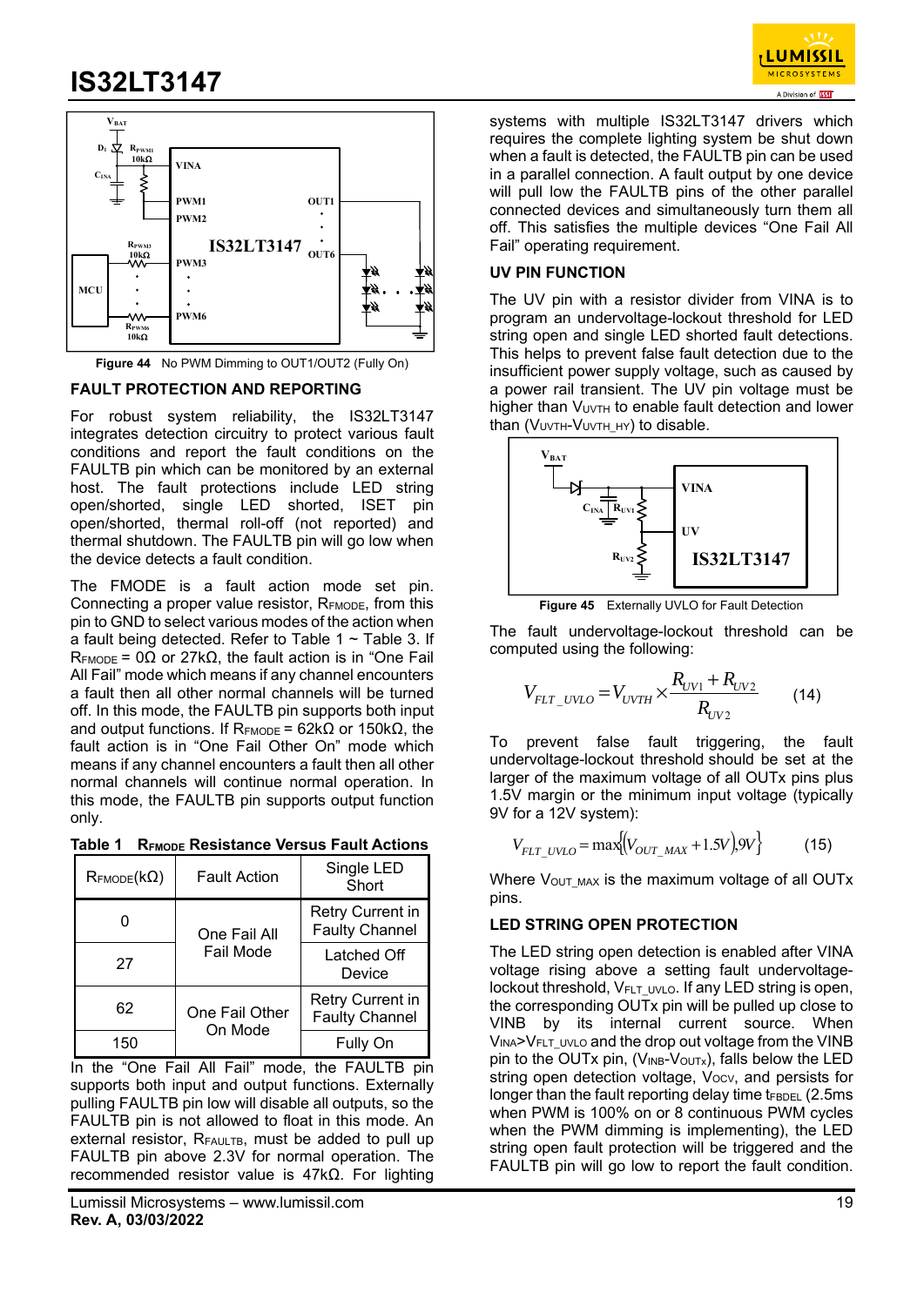Figure 44 No PWM Dimming to OUT1/OUT2 (Fully On)

## FAULT PROTECTION AND REPORTING

For robust system reliability, the IS32LT3147 integrates detection circuitry to protect various fault conditions and report the fault conditions on the FAULTB pin which can be monitored by an external host. The fault protections include LED string open/shorted, single LED shorted, ISET pin open/shorted, thermal roll-off (not reported) and thermal shutdown. The FAULTB pin will go low when the device detects a fault condition.

The FMODE is a fault action mode set pin. Connecting a proper value resistor, $R_{FMODE}$, from this pin to GND to select various modes of the action when a fault being detected. Refer to Table 1 ~ Table 3. If $R_{FMODE}$ = 0Ω or 27kΩ, the fault action is in "One Fail All Fail" mode which means if any channel encounters a fault then all other normal channels will be turned off. In this mode, the FAULTB pin supports both input and output functions. If $R_{FMODE}$ = 62kΩ or 150kΩ, the fault action is in "One Fail Other On" mode which means if any channel encounters a fault then all other normal channels will continue normal operation. In this mode, the FAULTB pin supports output function only.

**Table 1 $R_{FMODE}$ Resistance Versus Fault Actions**

| $R_{FMODE}$(kΩ) | Fault Action | Single LED Short |
|---|---|---|
| 0 | One Fail All Fail Mode | Retry Current in Faulty Channel |
| 27 | | Latched Off Device |
| 62 | One Fail Other On Mode | Retry Current in Faulty Channel |
| 150 | | Fully On |

In the "One Fail All Fail" mode, the FAULTB pin supports both input and output functions. Externally pulling FAULTB pin low will disable all outputs, so the FAULTB pin is not allowed to float in this mode. An external resistor, $R_{FAULTB}$, must be added to pull up FAULTB pin above 2.3V for normal operation. The recommended resistor value is 47kΩ. For lighting systems with multiple IS32LT3147 drivers which requires the complete lighting system be shut down when a fault is detected, the FAULTB pin can be used in a parallel connection. A fault output by one device will pull low the FAULTB pins of the other parallel connected devices and simultaneously turn them all off. This satisfies the multiple devices "One Fail All Fail" operating requirement.

## UV PIN FUNCTION

The UV pin with a resistor divider from VINA is to program an undervoltage-lockout threshold for LED string open and single LED shorted fault detections. This helps to prevent false fault detection due to the insufficient power supply voltage, such as caused by a power rail transient. The UV pin voltage must be higher than $V_{UVTH}$ to enable fault detection and lower than ($V_{UVTH}$-$V_{UVTH\_HY}$) to disable.

Figure 45 Externally UVLO for Fault Detection

The fault undervoltage-lockout threshold can be computed using the following:

$$V_{FLT\_UVLO} = V_{UVTH} \times \frac{R_{UV1} + R_{UV2}}{R_{UV2}} \qquad (14)$$

To prevent false fault triggering, the fault undervoltage-lockout threshold should be set at the larger of the maximum voltage of all OUTx pins plus 1.5V margin or the minimum input voltage (typically 9V for a 12V system):

$$V_{FLT\_UVLO} = \max\{(V_{OUT\_MAX} + 1.5V), 9V\} \qquad (15)$$

Where $V_{OUT\_MAX}$ is the maximum voltage of all OUTx pins.

## LED STRING OPEN PROTECTION

The LED string open detection is enabled after VINA voltage rising above a setting fault undervoltage-lockout threshold, $V_{FLT\_UVLO}$. If any LED string is open, the corresponding OUTx pin will be pulled up close to VINB by its internal current source. When $V_{INA}$>$V_{FLT\_UVLO}$ and the drop out voltage from the VINB pin to the OUTx pin, ($V_{INB}$-$V_{OUTx}$), falls below the LED string open detection voltage, $V_{OCV}$, and persists for longer than the fault reporting delay time $t_{FBDEL}$ (2.5ms when PWM is 100% on or 8 continuous PWM cycles when the PWM dimming is implementing), the LED string open fault protection will be triggered and the FAULTB pin will go low to report the fault condition.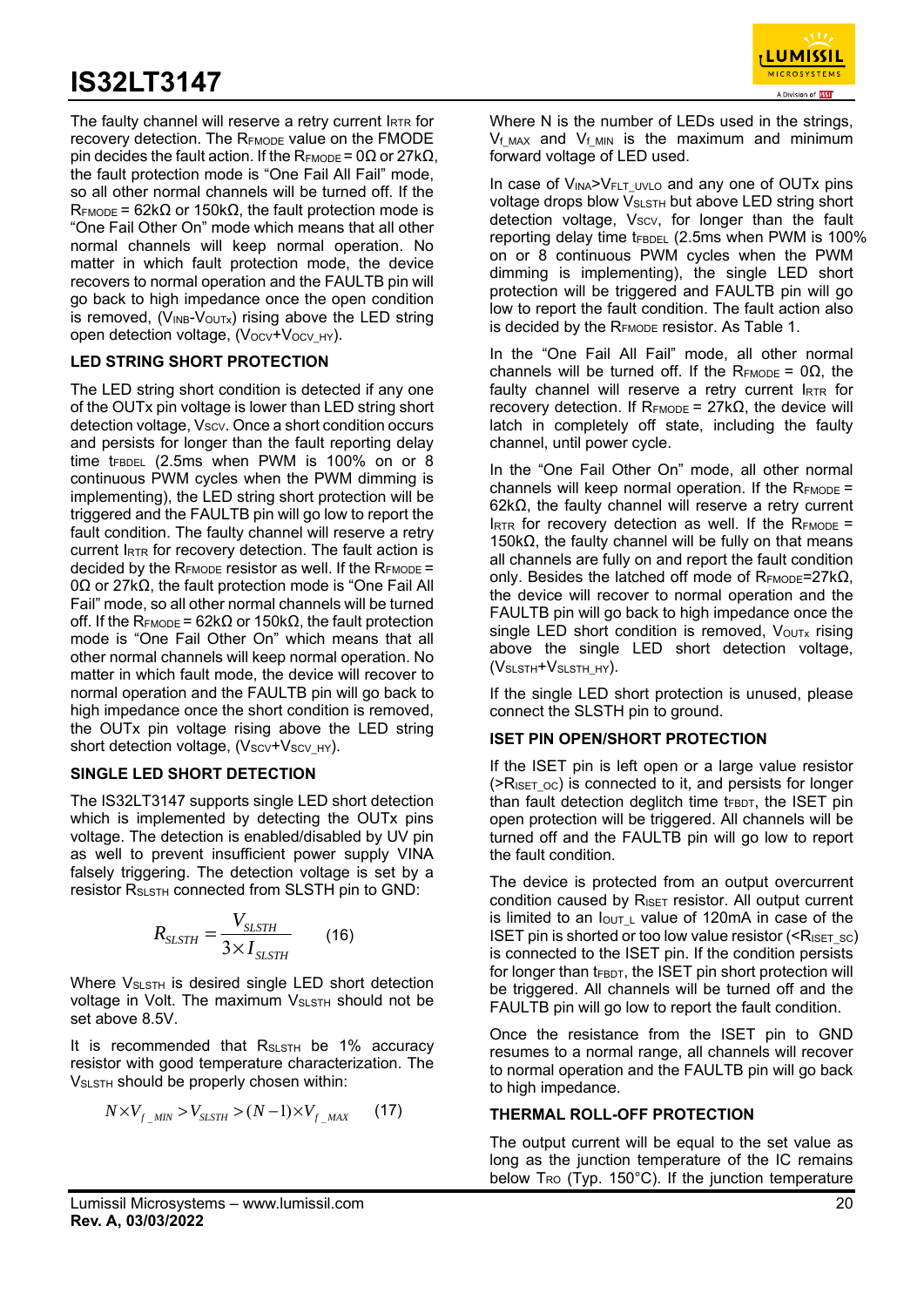The faulty channel will reserve a retry current $I_{RTR}$ for recovery detection. The $R_{FMODE}$ value on the FMODE pin decides the fault action. If the $R_{FMODE}$ = 0Ω or 27kΩ, the fault protection mode is "One Fail All Fail" mode, so all other normal channels will be turned off. If the $R_{FMODE}$ = 62kΩ or 150kΩ, the fault protection mode is "One Fail Other On" mode which means that all other normal channels will keep normal operation. No matter in which fault protection mode, the device recovers to normal operation and the FAULTB pin will go back to high impedance once the open condition is removed, ($V_{INB}$-$V_{OUTx}$) rising above the LED string open detection voltage, ($V_{OCV}$+$V_{OCV\_HY}$).

### LED STRING SHORT PROTECTION

The LED string short condition is detected if any one of the OUTx pin voltage is lower than LED string short detection voltage, $V_{SCV}$. Once a short condition occurs and persists for longer than the fault reporting delay time $t_{FBDEL}$ (2.5ms when PWM is 100% on or 8 continuous PWM cycles when the PWM dimming is implementing), the LED string short protection will be triggered and the FAULTB pin will go low to report the fault condition. The faulty channel will reserve a retry current $I_{RTR}$ for recovery detection. The fault action is decided by the $R_{FMODE}$ resistor as well. If the $R_{FMODE}$ = 0Ω or 27kΩ, the fault protection mode is "One Fail All Fail" mode, so all other normal channels will be turned off. If the $R_{FMODE}$ = 62kΩ or 150kΩ, the fault protection mode is "One Fail Other On" which means that all other normal channels will keep normal operation. No matter in which fault mode, the device will recover to normal operation and the FAULTB pin will go back to high impedance once the short condition is removed, the OUTx pin voltage rising above the LED string short detection voltage, ($V_{SCV}$+$V_{SCV\_HY}$).

### SINGLE LED SHORT DETECTION

The IS32LT3147 supports single LED short detection which is implemented by detecting the OUTx pins voltage. The detection is enabled/disabled by UV pin as well to prevent insufficient power supply VINA falsely triggering. The detection voltage is set by a resistor $R_{SLSTH}$ connected from SLSTH pin to GND:

$$R_{SLSTH} = \frac{V_{SLSTH}}{3 \times I_{SLSTH}} \qquad (16)$$

Where $V_{SLSTH}$ is desired single LED short detection voltage in Volt. The maximum $V_{SLSTH}$ should not be set above 8.5V.

It is recommended that $R_{SLSTH}$ be 1% accuracy resistor with good temperature characterization. The $V_{SLSTH}$ should be properly chosen within:

$$N \times V_{f\_MIN} > V_{SLSTH} > (N-1) \times V_{f\_MAX} \qquad (17)$$

Where N is the number of LEDs used in the strings, $V_{f\_MAX}$ and $V_{f\_MIN}$ is the maximum and minimum forward voltage of LED used.

In case of $V_{INA}$>$V_{FLT\_UVLO}$ and any one of OUTx pins voltage drops blow $V_{SLSTH}$ but above LED string short detection voltage, $V_{SCV}$, for longer than the fault reporting delay time $t_{FBDEL}$ (2.5ms when PWM is 100% on or 8 continuous PWM cycles when the PWM dimming is implementing), the single LED short protection will be triggered and FAULTB pin will go low to report the fault condition. The fault action also is decided by the $R_{FMODE}$ resistor. As Table 1.

In the "One Fail All Fail" mode, all other normal channels will be turned off. If the $R_{FMODE}$ = 0Ω, the faulty channel will reserve a retry current $I_{RTR}$ for recovery detection. If $R_{FMODE}$ = 27kΩ, the device will latch in completely off state, including the faulty channel, until power cycle.

In the "One Fail Other On" mode, all other normal channels will keep normal operation. If the $R_{FMODE}$ = 62kΩ, the faulty channel will reserve a retry current $I_{RTR}$ for recovery detection as well. If the $R_{FMODE}$ = 150kΩ, the faulty channel will be fully on that means all channels are fully on and report the fault condition only. Besides the latched off mode of $R_{FMODE}$=27kΩ, the device will recover to normal operation and the FAULTB pin will go back to high impedance once the single LED short condition is removed, $V_{OUTx}$ rising above the single LED short detection voltage, ($V_{SLSTH}$+$V_{SLSTH\_HY}$).

If the single LED short protection is unused, please connect the SLSTH pin to ground.

### ISET PIN OPEN/SHORT PROTECTION

If the ISET pin is left open or a large value resistor (>$R_{ISET\_OC}$) is connected to it, and persists for longer than fault detection deglitch time $t_{FBDT}$, the ISET pin open protection will be triggered. All channels will be turned off and the FAULTB pin will go low to report the fault condition.

The device is protected from an output overcurrent condition caused by $R_{ISET}$ resistor. All output current is limited to an $I_{OUT\_L}$ value of 120mA in case of the ISET pin is shorted or too low value resistor (<$R_{ISET\_SC}$) is connected to the ISET pin. If the condition persists for longer than $t_{FBDT}$, the ISET pin short protection will be triggered. All channels will be turned off and the FAULTB pin will go low to report the fault condition.

Once the resistance from the ISET pin to GND resumes to a normal range, all channels will recover to normal operation and the FAULTB pin will go back to high impedance.

### THERMAL ROLL-OFF PROTECTION

The output current will be equal to the set value as long as the junction temperature of the IC remains below $T_{RO}$ (Typ. 150°C). If the junction temperature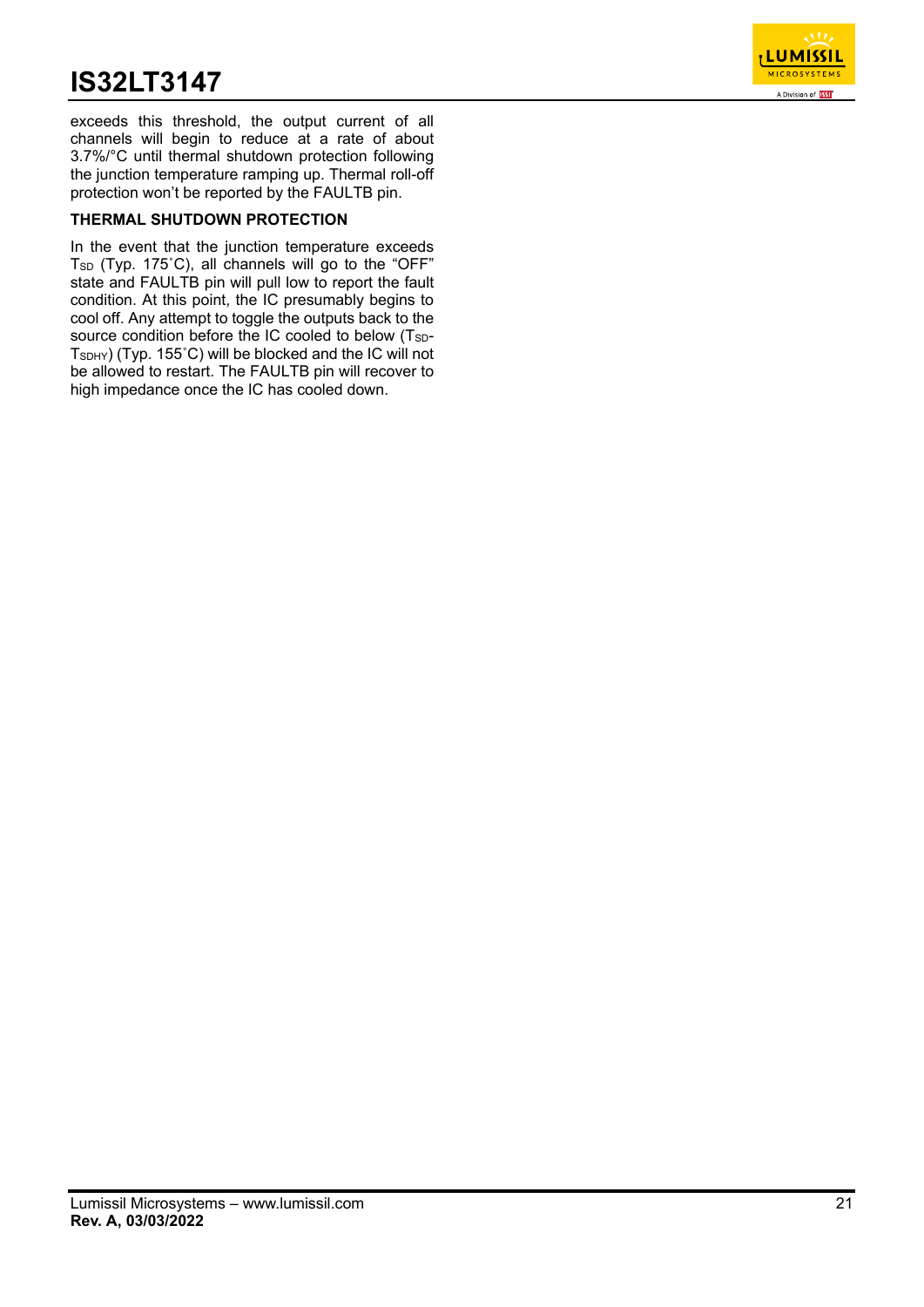exceeds this threshold, the output current of all channels will begin to reduce at a rate of about 3.7%/°C until thermal shutdown protection following the junction temperature ramping up. Thermal roll-off protection won't be reported by the FAULTB pin.

### THERMAL SHUTDOWN PROTECTION

In the event that the junction temperature exceeds $T_{SD}$ (Typ. 175˚C), all channels will go to the "OFF" state and FAULTB pin will pull low to report the fault condition. At this point, the IC presumably begins to cool off. Any attempt to toggle the outputs back to the source condition before the IC cooled to below ($T_{SD}$-$T_{SDHY}$) (Typ. 155˚C) will be blocked and the IC will not be allowed to restart. The FAULTB pin will recover to high impedance once the IC has cooled down.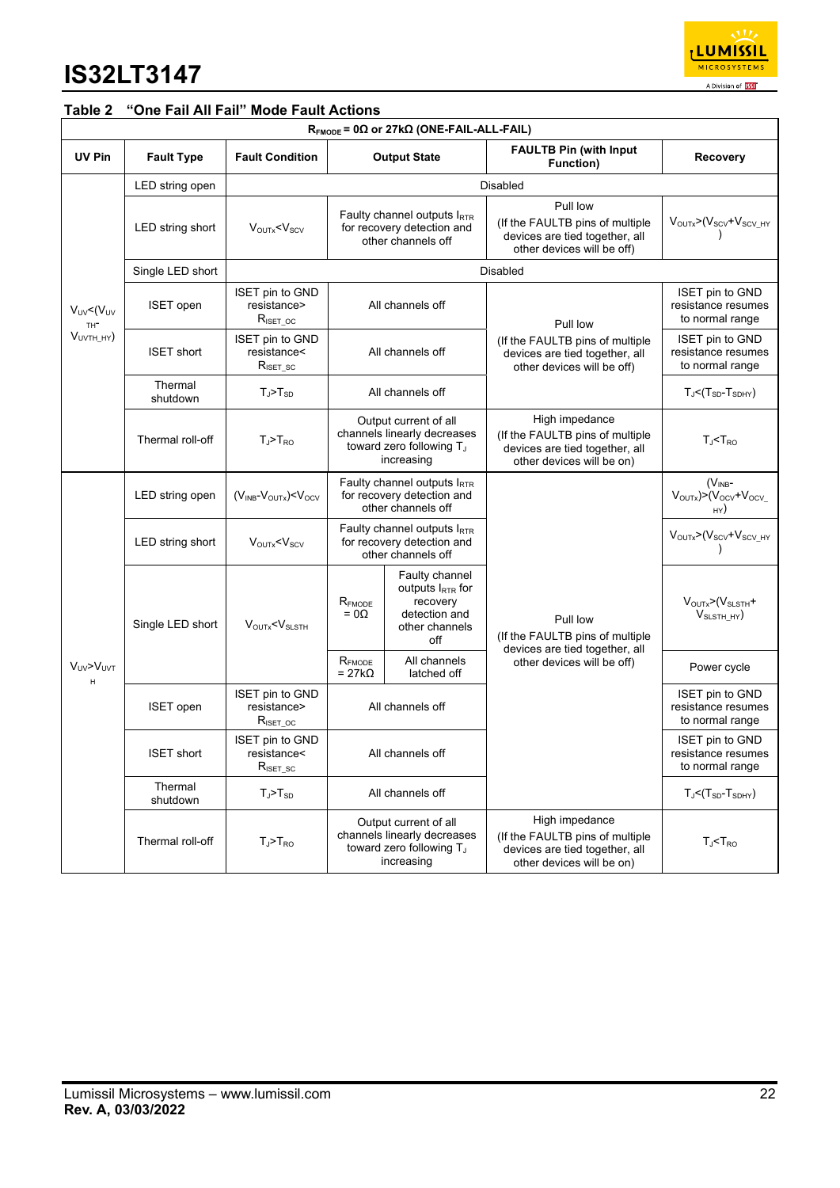### Table 2 "One Fail All Fail" Mode Fault Actions

| $R_{FMODE}$ = 0Ω or 27kΩ (ONE-FAIL-ALL-FAIL) | | | | | |
|---|---|---|---|---|---|
| **UV Pin** | **Fault Type** | **Fault Condition** | **Output State** | **FAULTB Pin (with Input Function)** | **Recovery** |
| $V_{UV}$<($V_{UVTH}$-$V_{UVTH\_HY}$) | LED string open | Disabled | | | |
| | LED string short | $V_{OUTx}$<$V_{SCV}$ | Faulty channel outputs $I_{RTR}$ for recovery detection and other channels off | Pull low (If the FAULTB pins of multiple devices are tied together, all other devices will be off) | $V_{OUTx}$>($V_{SCV}$+$V_{SCV\_HY}$) |
| | Single LED short | Disabled | | | |
| | ISET open | ISET pin to GND resistance> $R_{ISET\_OC}$ | All channels off | Pull low (If the FAULTB pins of multiple devices are tied together, all other devices will be off) | ISET pin to GND resistance resumes to normal range |
| | ISET short | ISET pin to GND resistance< $R_{ISET\_SC}$ | All channels off | | ISET pin to GND resistance resumes to normal range |
| | Thermal shutdown | $T_J$>$T_{SD}$ | All channels off | | $T_J$<($T_{SD}$-$T_{SDHY}$) |
| | Thermal roll-off | $T_J$>$T_{RO}$ | Output current of all channels linearly decreases toward zero following $T_J$ increasing | High impedance (If the FAULTB pins of multiple devices are tied together, all other devices will be on) | $T_J$<$T_{RO}$ |
| $V_{UV}$>$V_{UVTH}$ | LED string open | ($V_{INB}$-$V_{OUTx}$)<$V_{OCV}$ | Faulty channel outputs $I_{RTR}$ for recovery detection and other channels off | Pull low (If the FAULTB pins of multiple devices are tied together, all other devices will be off) | ($V_{INB}$-$V_{OUTx}$)>($V_{OCV}$+$V_{OCV\_HY}$) |
| | LED string short | $V_{OUTx}$<$V_{SCV}$ | Faulty channel outputs $I_{RTR}$ for recovery detection and other channels off | | $V_{OUTx}$>($V_{SCV}$+$V_{SCV\_HY}$) |
| | Single LED short | $V_{OUTx}$<$V_{SLSTH}$ | $R_{FMODE}$ = 0Ω: Faulty channel outputs $I_{RTR}$ for recovery detection and other channels off | | $V_{OUTx}$>($V_{SLSTH}$+$V_{SLSTH\_HY}$) |
| | | | $R_{FMODE}$ = 27kΩ: All channels latched off | | Power cycle |
| | ISET open | ISET pin to GND resistance> $R_{ISET\_OC}$ | All channels off | | ISET pin to GND resistance resumes to normal range |
| | ISET short | ISET pin to GND resistance< $R_{ISET\_SC}$ | All channels off | | ISET pin to GND resistance resumes to normal range |
| | Thermal shutdown | $T_J$>$T_{SD}$ | All channels off | | $T_J$<($T_{SD}$-$T_{SDHY}$) |
| | Thermal roll-off | $T_J$>$T_{RO}$ | Output current of all channels linearly decreases toward zero following $T_J$ increasing | High impedance (If the FAULTB pins of multiple devices are tied together, all other devices will be on) | $T_J$<$T_{RO}$ |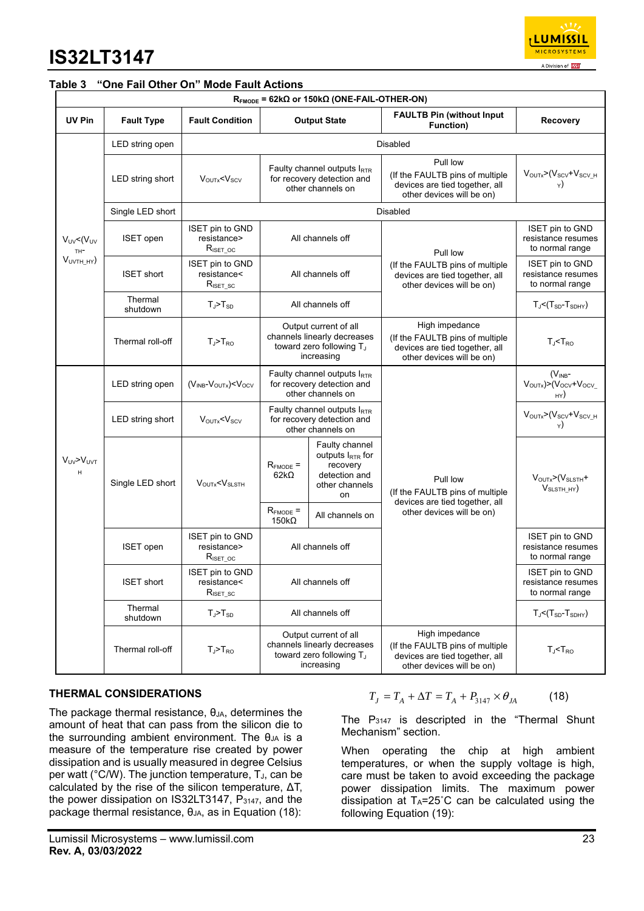**Table 3 "One Fail Other On" Mode Fault Actions**

| $R_{FMODE}$ = 62kΩ or 150kΩ (ONE-FAIL-OTHER-ON) | | | | | |
|---|---|---|---|---|---|
| **UV Pin** | **Fault Type** | **Fault Condition** | **Output State** | **FAULTB Pin (without Input Function)** | **Recovery** |
| $V_{UV}<(V_{UVTH}-V_{UVTH\_HY})$ | LED string open | Disabled | | | |
| | LED string short | $V_{OUTx}<V_{SCV}$ | Faulty channel outputs $I_{RTR}$ for recovery detection and other channels on | Pull low (If the FAULTB pins of multiple devices are tied together, all other devices will be on) | $V_{OUTx}>(V_{SCV}+V_{SCV\_HY})$ |
| | Single LED short | Disabled | | | |
| | ISET open | ISET pin to GND resistance> $R_{ISET\_OC}$ | All channels off | Pull low (If the FAULTB pins of multiple devices are tied together, all other devices will be on) | ISET pin to GND resistance resumes to normal range |
| | ISET short | ISET pin to GND resistance< $R_{ISET\_SC}$ | All channels off | | ISET pin to GND resistance resumes to normal range |
| | Thermal shutdown | $T_J>T_{SD}$ | All channels off | | $T_J<(T_{SD}-T_{SDHY})$ |
| | Thermal roll-off | $T_J>T_{RO}$ | Output current of all channels linearly decreases toward zero following $T_J$ increasing | High impedance (If the FAULTB pins of multiple devices are tied together, all other devices will be on) | $T_J<T_{RO}$ |
| $V_{UV}>V_{UVTH}$ | LED string open | $(V_{INB}-V_{OUTx})<V_{OCV}$ | Faulty channel outputs $I_{RTR}$ for recovery detection and other channels on | Pull low (If the FAULTB pins of multiple devices are tied together, all other devices will be on) | $(V_{INB}-V_{OUTx})>(V_{OCV}+V_{OCV\_HY})$ |
| | LED string short | $V_{OUTx}<V_{SCV}$ | Faulty channel outputs $I_{RTR}$ for recovery detection and other channels on | | $V_{OUTx}>(V_{SCV}+V_{SCV\_HY})$ |
| | Single LED short | $V_{OUTx}<V_{SLSTH}$ | $R_{FMODE}$ = 62kΩ: Faulty channel outputs $I_{RTR}$ for recovery detection and other channels on; $R_{FMODE}$ = 150kΩ: All channels on | | $V_{OUTx}>(V_{SLSTH}+V_{SLSTH\_HY})$ |
| | ISET open | ISET pin to GND resistance> $R_{ISET\_OC}$ | All channels off | | ISET pin to GND resistance resumes to normal range |
| | ISET short | ISET pin to GND resistance< $R_{ISET\_SC}$ | All channels off | | ISET pin to GND resistance resumes to normal range |
| | Thermal shutdown | $T_J>T_{SD}$ | All channels off | | $T_J<(T_{SD}-T_{SDHY})$ |
| | Thermal roll-off | $T_J>T_{RO}$ | Output current of all channels linearly decreases toward zero following $T_J$ increasing | High impedance (If the FAULTB pins of multiple devices are tied together, all other devices will be on) | $T_J<T_{RO}$ |

## THERMAL CONSIDERATIONS

The package thermal resistance, $\theta_{JA}$, determines the amount of heat that can pass from the silicon die to the surrounding ambient environment. The $\theta_{JA}$ is a measure of the temperature rise created by power dissipation and is usually measured in degree Celsius per watt (°C/W). The junction temperature, $T_J$, can be calculated by the rise of the silicon temperature, $\Delta T$, the power dissipation on IS32LT3147, $P_{3147}$, and the package thermal resistance, $\theta_{JA}$, as in Equation (18):

$$T_J = T_A + \Delta T = T_A + P_{3147} \times \theta_{JA} \tag{18}$$

The $P_{3147}$ is descripted in the "Thermal Shunt Mechanism" section.

When operating the chip at high ambient temperatures, or when the supply voltage is high, care must be taken to avoid exceeding the package power dissipation limits. The maximum power dissipation at $T_A$=25°C can be calculated using the following Equation (19):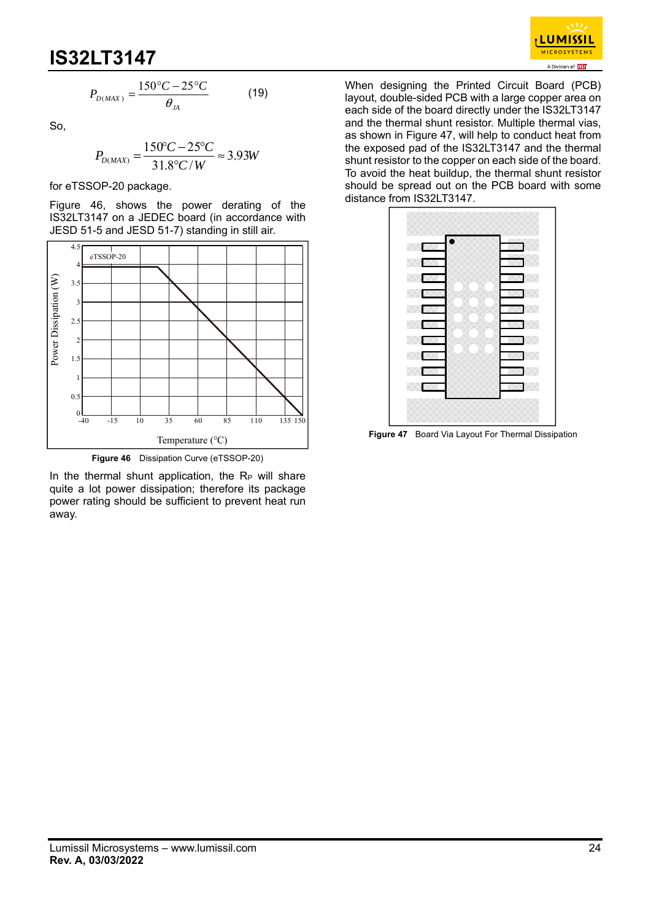$$P_{D(MAX)} = \frac{150°C - 25°C}{\theta_{JA}} \quad (19)$$

So,

$$P_{D(MAX)} = \frac{150°C - 25°C}{31.8°C/W} \approx 3.93W$$

for eTSSOP-20 package.

Figure 46, shows the power derating of the IS32LT3147 on a JEDEC board (in accordance with JESD 51-5 and JESD 51-7) standing in still air.

**Figure 46** Dissipation Curve (eTSSOP-20)

In the thermal shunt application, the $R_P$ will share quite a lot power dissipation; therefore its package power rating should be sufficient to prevent heat run away.

When designing the Printed Circuit Board (PCB) layout, double-sided PCB with a large copper area on each side of the board directly under the IS32LT3147 and the thermal shunt resistor. Multiple thermal vias, as shown in Figure 47, will help to conduct heat from the exposed pad of the IS32LT3147 and the thermal shunt resistor to the copper on each side of the board. To avoid the heat buildup, the thermal shunt resistor should be spread out on the PCB board with some distance from IS32LT3147.

**Figure 47** Board Via Layout For Thermal Dissipation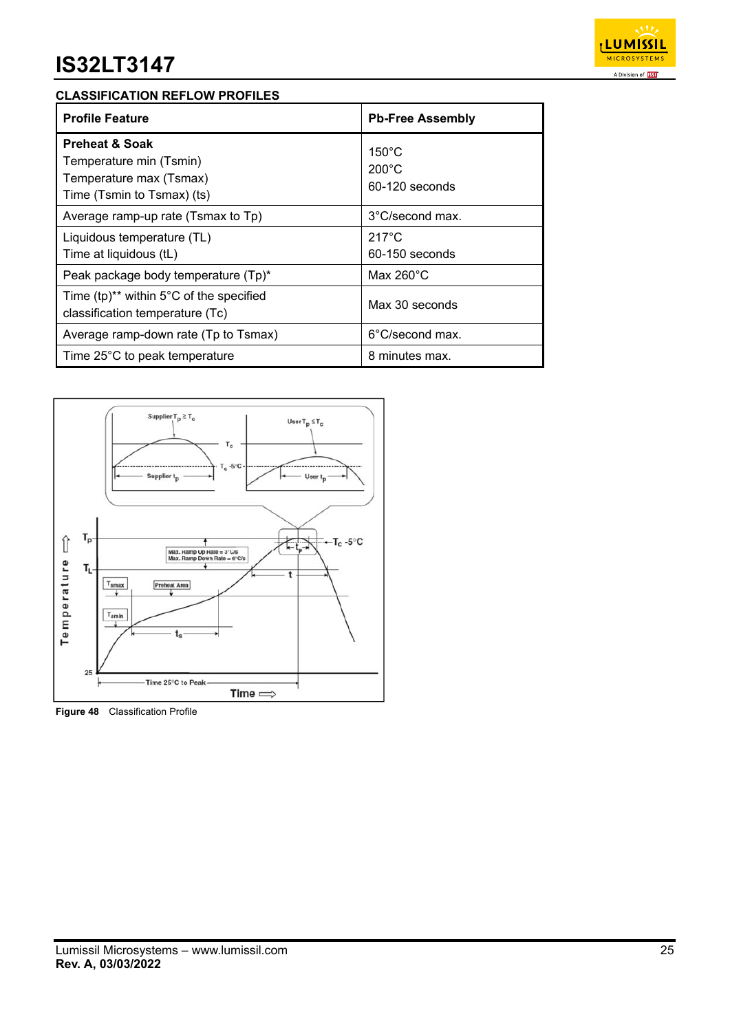## CLASSIFICATION REFLOW PROFILES

| Profile Feature | Pb-Free Assembly |
|---|---|
| **Preheat & Soak**<br>Temperature min (Tsmin)<br>Temperature max (Tsmax)<br>Time (Tsmin to Tsmax) (ts) | <br>150°C<br>200°C<br>60-120 seconds |
| Average ramp-up rate (Tsmax to Tp) | 3°C/second max. |
| Liquidous temperature (TL)<br>Time at liquidous (tL) | 217°C<br>60-150 seconds |
| Peak package body temperature (Tp)* | Max 260°C |
| Time (tp)** within 5°C of the specified classification temperature (Tc) | Max 30 seconds |
| Average ramp-down rate (Tp to Tsmax) | 6°C/second max. |
| Time 25°C to peak temperature | 8 minutes max. |

**Figure 48** Classification Profile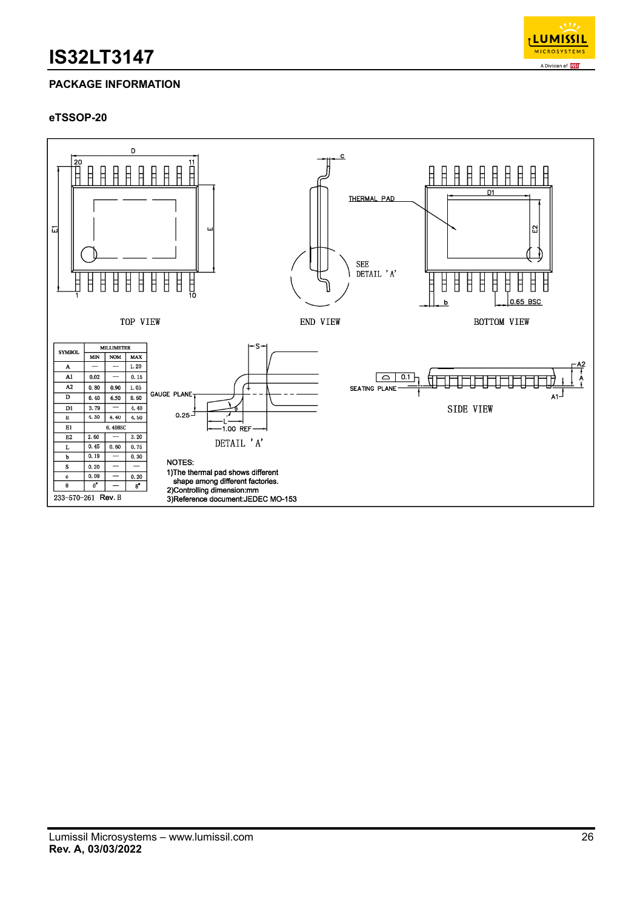## PACKAGE INFORMATION

### eTSSOP-20

TOP VIEW

END VIEW

BOTTOM VIEW

THERMAL PAD

SEE DETAIL 'A'

0.65 BSC

| SYMBOL | MILLIMETER | | |
|---|---|---|---|
| | MIN | NOM | MAX |
| A | — | — | 1.20 |
| A1 | 0.02 | — | 0.15 |
| A2 | 0.80 | 0.90 | 1.05 |
| D | 6.40 | 6.50 | 6.60 |
| D1 | 3.79 | — | 4.40 |
| E | 4.30 | 4.40 | 4.50 |
| E1 | 6.40BSC | | |
| E2 | 2.60 | — | 3.20 |
| L | 0.45 | 0.60 | 0.75 |
| b | 0.19 | — | 0.30 |
| S | 0.20 | — | — |
| c | 0.09 | — | 0.20 |
| θ | 0° | — | 8° |

233-570-261 Rev. B

GAUGE PLANE

0.25

1.00 REF

DETAIL 'A'

SEATING PLANE

0.1

SIDE VIEW

NOTES:
1)The thermal pad shows different shape among different factories.
2)Controlling dimension:mm
3)Reference document:JEDEC MO-153

Lumissil Microsystems – www.lumissil.com
**Rev. A, 03/03/2022**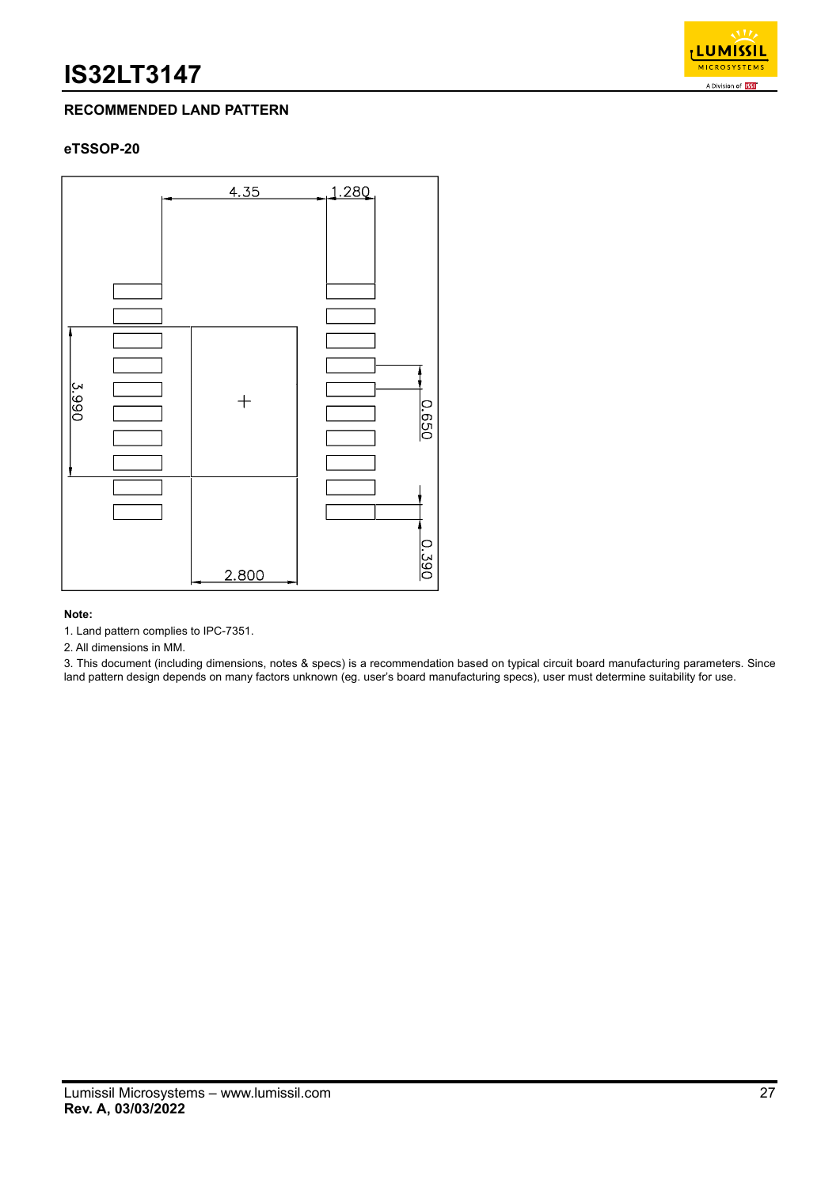## RECOMMENDED LAND PATTERN

### eTSSOP-20

4.35

1.280

3.990

0.650

0.390

2.800

**Note:**

1. Land pattern complies to IPC-7351.
2. All dimensions in MM.
3. This document (including dimensions, notes & specs) is a recommendation based on typical circuit board manufacturing parameters. Since land pattern design depends on many factors unknown (eg. user's board manufacturing specs), user must determine suitability for use.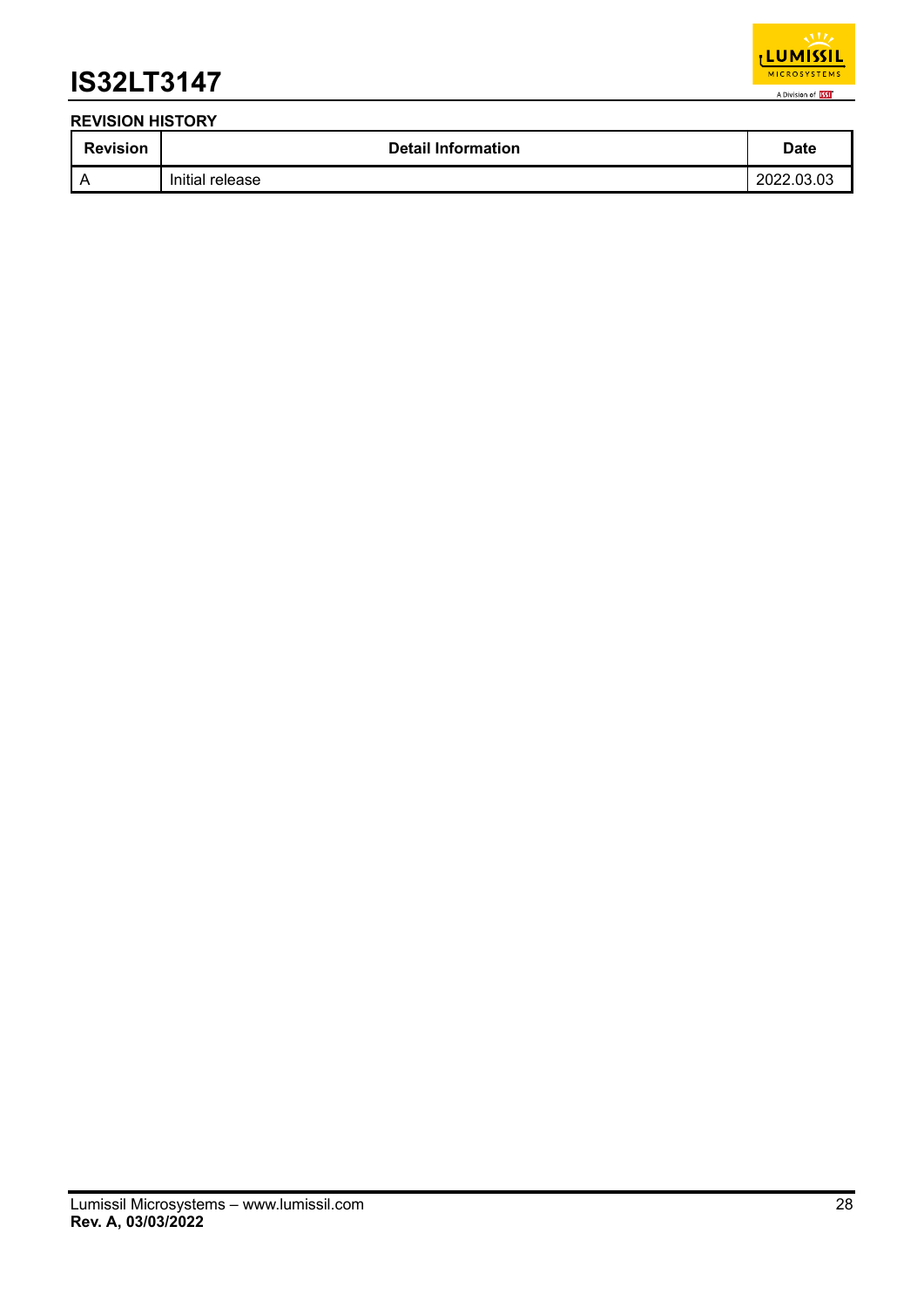## REVISION HISTORY

| Revision | Detail Information | Date |
|---|---|---|
| A | Initial release | 2022.03.03 |